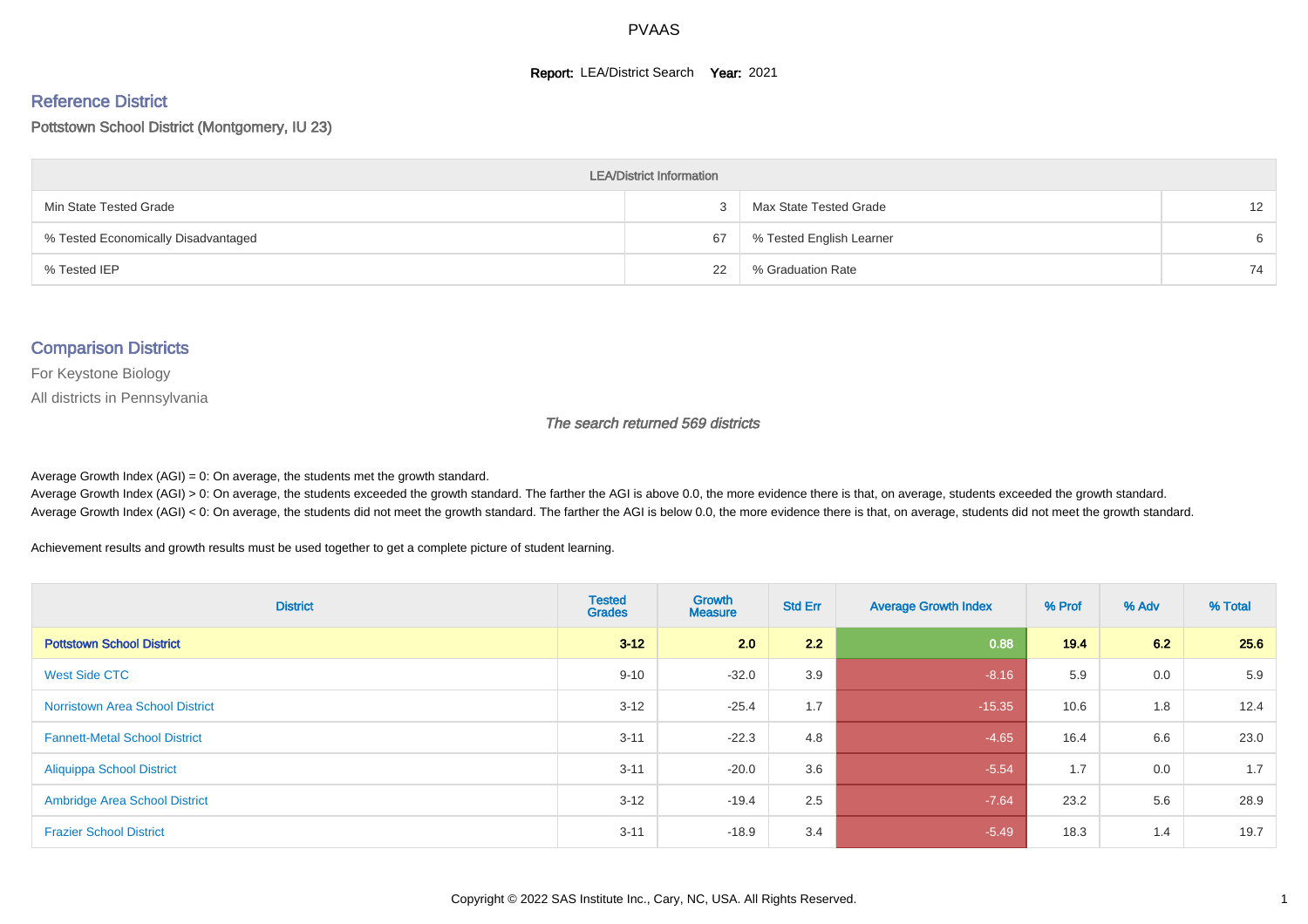# PVAAS

**Report:** LEA/District Search **Year:** 2021

## Reference District

Pottstown School District (Montgomery, IU 23)

| LEA/District Information | | | |
|---|---|---|---|
| Min State Tested Grade | 3 | Max State Tested Grade | 12 |
| % Tested Economically Disadvantaged | 67 | % Tested English Learner | 6 |
| % Tested IEP | 22 | % Graduation Rate | 74 |

## Comparison Districts

For Keystone Biology

All districts in Pennsylvania

*The search returned 569 districts*

Average Growth Index (AGI) = 0: On average, the students met the growth standard.
Average Growth Index (AGI) > 0: On average, the students exceeded the growth standard. The farther the AGI is above 0.0, the more evidence there is that, on average, students exceeded the growth standard.
Average Growth Index (AGI) < 0: On average, the students did not meet the growth standard. The farther the AGI is below 0.0, the more evidence there is that, on average, students did not meet the growth standard.

Achievement results and growth results must be used together to get a complete picture of student learning.

| District | Tested Grades | Growth Measure | Std Err | Average Growth Index | % Prof | % Adv | % Total |
|---|---|---|---|---|---|---|---|
| **Pottstown School District** | **3-12** | **2.0** | **2.2** | **0.88** | **19.4** | **6.2** | **25.6** |
| West Side CTC | 9-10 | -32.0 | 3.9 | -8.16 | 5.9 | 0.0 | 5.9 |
| Norristown Area School District | 3-12 | -25.4 | 1.7 | -15.35 | 10.6 | 1.8 | 12.4 |
| Fannett-Metal School District | 3-11 | -22.3 | 4.8 | -4.65 | 16.4 | 6.6 | 23.0 |
| Aliquippa School District | 3-11 | -20.0 | 3.6 | -5.54 | 1.7 | 0.0 | 1.7 |
| Ambridge Area School District | 3-12 | -19.4 | 2.5 | -7.64 | 23.2 | 5.6 | 28.9 |
| Frazier School District | 3-11 | -18.9 | 3.4 | -5.49 | 18.3 | 1.4 | 19.7 |

Copyright © 2022 SAS Institute Inc., Cary, NC, USA. All Rights Reserved.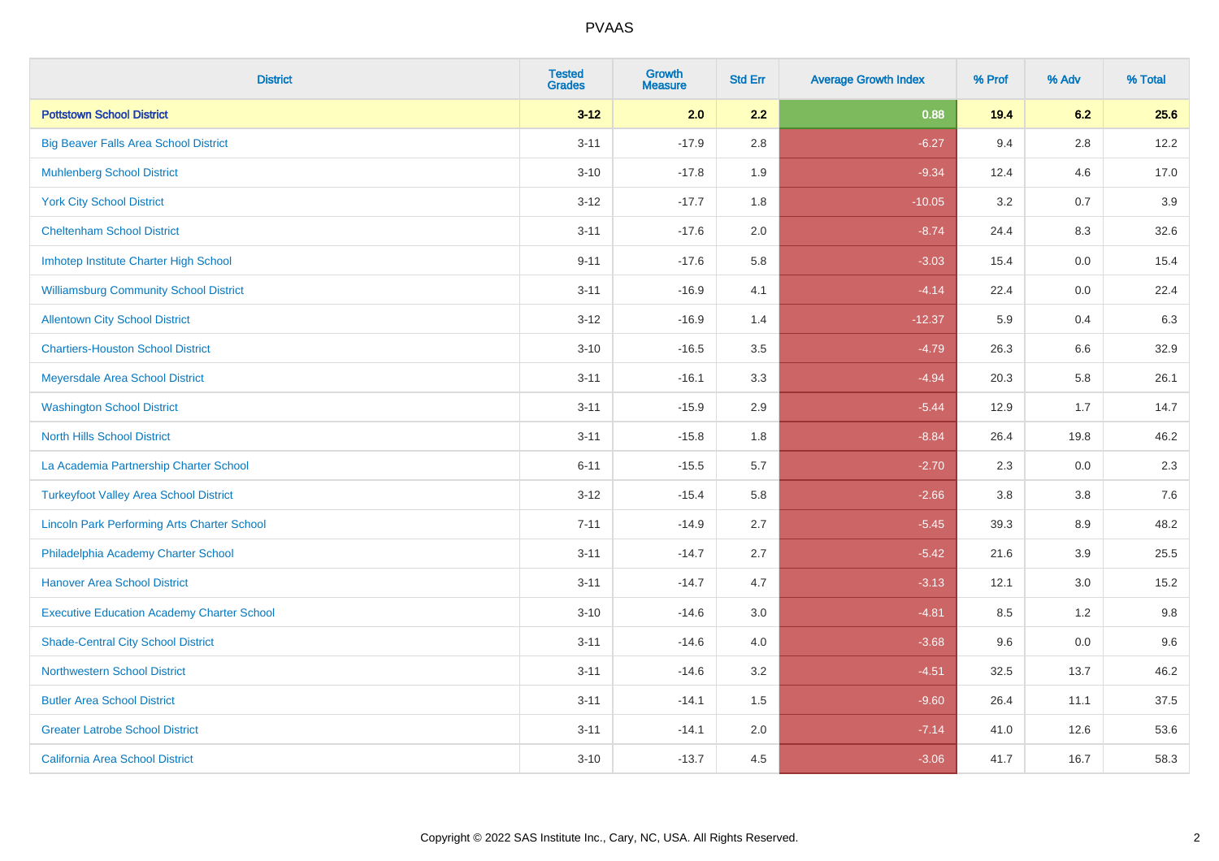# PVAAS

| District | Tested Grades | Growth Measure | Std Err | Average Growth Index | % Prof | % Adv | % Total |
|---|---|---|---|---|---|---|---|
| **Pottstown School District** | **3-12** | **2.0** | **2.2** | **0.88** | **19.4** | **6.2** | **25.6** |
| Big Beaver Falls Area School District | 3-11 | -17.9 | 2.8 | -6.27 | 9.4 | 2.8 | 12.2 |
| Muhlenberg School District | 3-10 | -17.8 | 1.9 | -9.34 | 12.4 | 4.6 | 17.0 |
| York City School District | 3-12 | -17.7 | 1.8 | -10.05 | 3.2 | 0.7 | 3.9 |
| Cheltenham School District | 3-11 | -17.6 | 2.0 | -8.74 | 24.4 | 8.3 | 32.6 |
| Imhotep Institute Charter High School | 9-11 | -17.6 | 5.8 | -3.03 | 15.4 | 0.0 | 15.4 |
| Williamsburg Community School District | 3-11 | -16.9 | 4.1 | -4.14 | 22.4 | 0.0 | 22.4 |
| Allentown City School District | 3-12 | -16.9 | 1.4 | -12.37 | 5.9 | 0.4 | 6.3 |
| Chartiers-Houston School District | 3-10 | -16.5 | 3.5 | -4.79 | 26.3 | 6.6 | 32.9 |
| Meyersdale Area School District | 3-11 | -16.1 | 3.3 | -4.94 | 20.3 | 5.8 | 26.1 |
| Washington School District | 3-11 | -15.9 | 2.9 | -5.44 | 12.9 | 1.7 | 14.7 |
| North Hills School District | 3-11 | -15.8 | 1.8 | -8.84 | 26.4 | 19.8 | 46.2 |
| La Academia Partnership Charter School | 6-11 | -15.5 | 5.7 | -2.70 | 2.3 | 0.0 | 2.3 |
| Turkeyfoot Valley Area School District | 3-12 | -15.4 | 5.8 | -2.66 | 3.8 | 3.8 | 7.6 |
| Lincoln Park Performing Arts Charter School | 7-11 | -14.9 | 2.7 | -5.45 | 39.3 | 8.9 | 48.2 |
| Philadelphia Academy Charter School | 3-11 | -14.7 | 2.7 | -5.42 | 21.6 | 3.9 | 25.5 |
| Hanover Area School District | 3-11 | -14.7 | 4.7 | -3.13 | 12.1 | 3.0 | 15.2 |
| Executive Education Academy Charter School | 3-10 | -14.6 | 3.0 | -4.81 | 8.5 | 1.2 | 9.8 |
| Shade-Central City School District | 3-11 | -14.6 | 4.0 | -3.68 | 9.6 | 0.0 | 9.6 |
| Northwestern School District | 3-11 | -14.6 | 3.2 | -4.51 | 32.5 | 13.7 | 46.2 |
| Butler Area School District | 3-11 | -14.1 | 1.5 | -9.60 | 26.4 | 11.1 | 37.5 |
| Greater Latrobe School District | 3-11 | -14.1 | 2.0 | -7.14 | 41.0 | 12.6 | 53.6 |
| California Area School District | 3-10 | -13.7 | 4.5 | -3.06 | 41.7 | 16.7 | 58.3 |

Copyright © 2022 SAS Institute Inc., Cary, NC, USA. All Rights Reserved.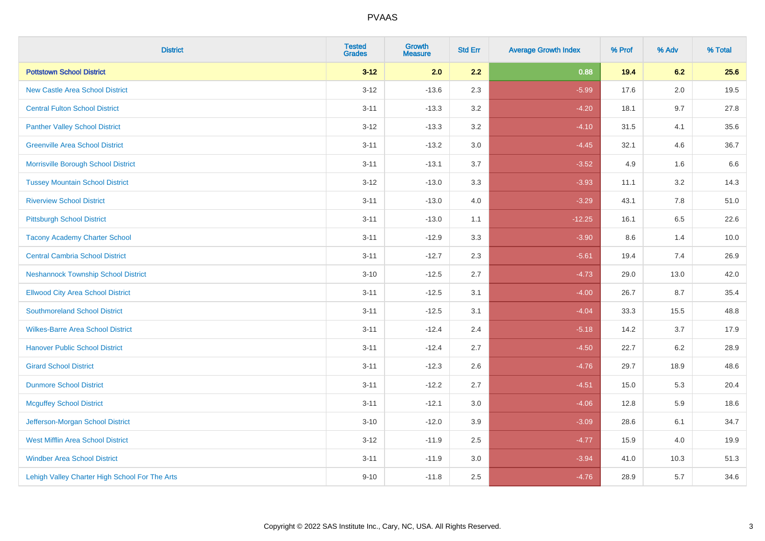# PVAAS

| District | Tested Grades | Growth Measure | Std Err | Average Growth Index | % Prof | % Adv | % Total |
|---|---|---|---|---|---|---|---|
| **Pottstown School District** | **3-12** | **2.0** | **2.2** | **0.88** | **19.4** | **6.2** | **25.6** |
| New Castle Area School District | 3-12 | -13.6 | 2.3 | -5.99 | 17.6 | 2.0 | 19.5 |
| Central Fulton School District | 3-11 | -13.3 | 3.2 | -4.20 | 18.1 | 9.7 | 27.8 |
| Panther Valley School District | 3-12 | -13.3 | 3.2 | -4.10 | 31.5 | 4.1 | 35.6 |
| Greenville Area School District | 3-11 | -13.2 | 3.0 | -4.45 | 32.1 | 4.6 | 36.7 |
| Morrisville Borough School District | 3-11 | -13.1 | 3.7 | -3.52 | 4.9 | 1.6 | 6.6 |
| Tussey Mountain School District | 3-12 | -13.0 | 3.3 | -3.93 | 11.1 | 3.2 | 14.3 |
| Riverview School District | 3-11 | -13.0 | 4.0 | -3.29 | 43.1 | 7.8 | 51.0 |
| Pittsburgh School District | 3-11 | -13.0 | 1.1 | -12.25 | 16.1 | 6.5 | 22.6 |
| Tacony Academy Charter School | 3-11 | -12.9 | 3.3 | -3.90 | 8.6 | 1.4 | 10.0 |
| Central Cambria School District | 3-11 | -12.7 | 2.3 | -5.61 | 19.4 | 7.4 | 26.9 |
| Neshannock Township School District | 3-10 | -12.5 | 2.7 | -4.73 | 29.0 | 13.0 | 42.0 |
| Ellwood City Area School District | 3-11 | -12.5 | 3.1 | -4.00 | 26.7 | 8.7 | 35.4 |
| Southmoreland School District | 3-11 | -12.5 | 3.1 | -4.04 | 33.3 | 15.5 | 48.8 |
| Wilkes-Barre Area School District | 3-11 | -12.4 | 2.4 | -5.18 | 14.2 | 3.7 | 17.9 |
| Hanover Public School District | 3-11 | -12.4 | 2.7 | -4.50 | 22.7 | 6.2 | 28.9 |
| Girard School District | 3-11 | -12.3 | 2.6 | -4.76 | 29.7 | 18.9 | 48.6 |
| Dunmore School District | 3-11 | -12.2 | 2.7 | -4.51 | 15.0 | 5.3 | 20.4 |
| Mcguffey School District | 3-11 | -12.1 | 3.0 | -4.06 | 12.8 | 5.9 | 18.6 |
| Jefferson-Morgan School District | 3-10 | -12.0 | 3.9 | -3.09 | 28.6 | 6.1 | 34.7 |
| West Mifflin Area School District | 3-12 | -11.9 | 2.5 | -4.77 | 15.9 | 4.0 | 19.9 |
| Windber Area School District | 3-11 | -11.9 | 3.0 | -3.94 | 41.0 | 10.3 | 51.3 |
| Lehigh Valley Charter High School For The Arts | 9-10 | -11.8 | 2.5 | -4.76 | 28.9 | 5.7 | 34.6 |

Copyright © 2022 SAS Institute Inc., Cary, NC, USA. All Rights Reserved.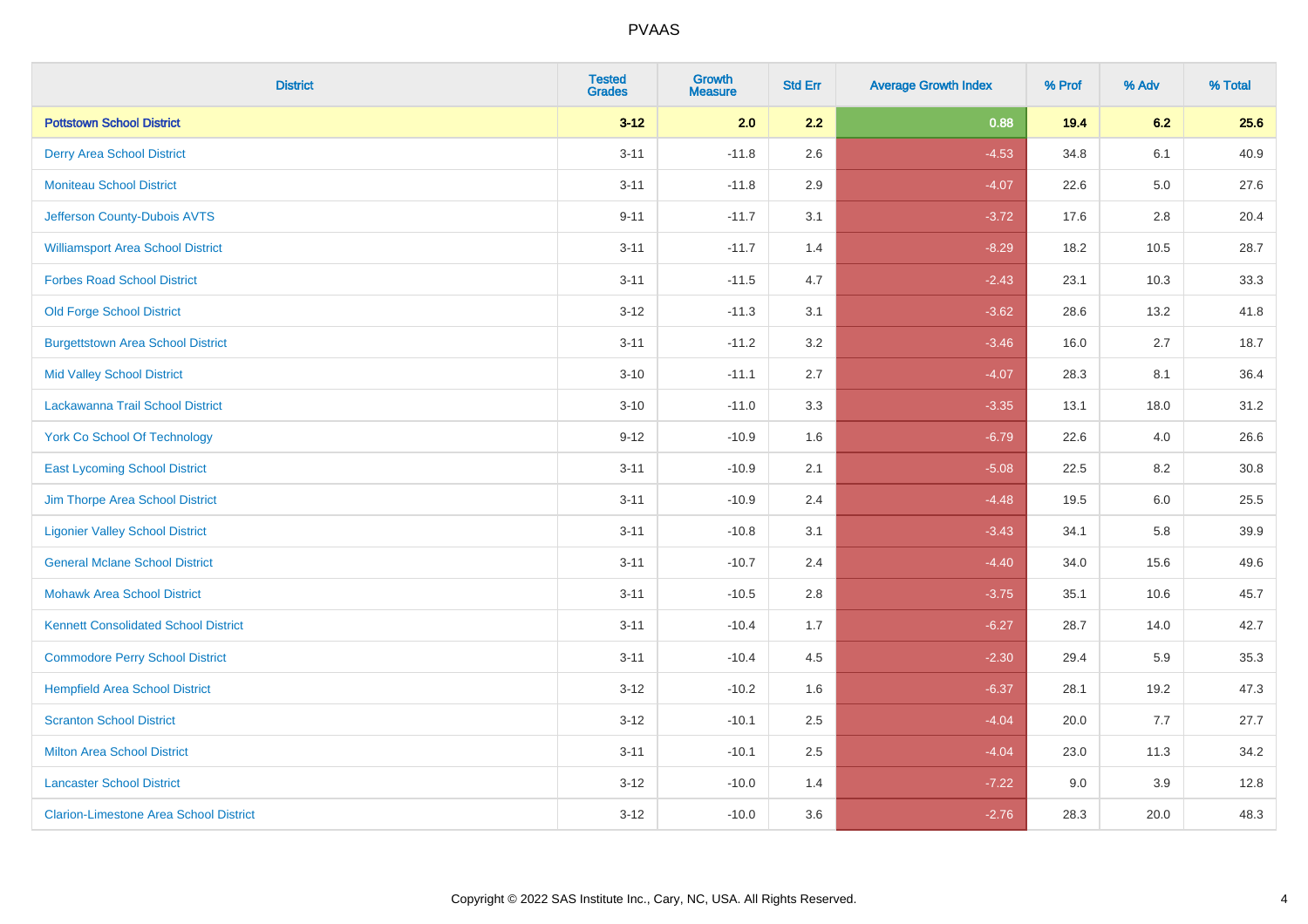# PVAAS

| District | Tested Grades | Growth Measure | Std Err | Average Growth Index | % Prof | % Adv | % Total |
|---|---|---|---|---|---|---|---|
| **Pottstown School District** | **3-12** | **2.0** | **2.2** | **0.88** | **19.4** | **6.2** | **25.6** |
| Derry Area School District | 3-11 | -11.8 | 2.6 | -4.53 | 34.8 | 6.1 | 40.9 |
| Moniteau School District | 3-11 | -11.8 | 2.9 | -4.07 | 22.6 | 5.0 | 27.6 |
| Jefferson County-Dubois AVTS | 9-11 | -11.7 | 3.1 | -3.72 | 17.6 | 2.8 | 20.4 |
| Williamsport Area School District | 3-11 | -11.7 | 1.4 | -8.29 | 18.2 | 10.5 | 28.7 |
| Forbes Road School District | 3-11 | -11.5 | 4.7 | -2.43 | 23.1 | 10.3 | 33.3 |
| Old Forge School District | 3-12 | -11.3 | 3.1 | -3.62 | 28.6 | 13.2 | 41.8 |
| Burgettstown Area School District | 3-11 | -11.2 | 3.2 | -3.46 | 16.0 | 2.7 | 18.7 |
| Mid Valley School District | 3-10 | -11.1 | 2.7 | -4.07 | 28.3 | 8.1 | 36.4 |
| Lackawanna Trail School District | 3-10 | -11.0 | 3.3 | -3.35 | 13.1 | 18.0 | 31.2 |
| York Co School Of Technology | 9-12 | -10.9 | 1.6 | -6.79 | 22.6 | 4.0 | 26.6 |
| East Lycoming School District | 3-11 | -10.9 | 2.1 | -5.08 | 22.5 | 8.2 | 30.8 |
| Jim Thorpe Area School District | 3-11 | -10.9 | 2.4 | -4.48 | 19.5 | 6.0 | 25.5 |
| Ligonier Valley School District | 3-11 | -10.8 | 3.1 | -3.43 | 34.1 | 5.8 | 39.9 |
| General Mclane School District | 3-11 | -10.7 | 2.4 | -4.40 | 34.0 | 15.6 | 49.6 |
| Mohawk Area School District | 3-11 | -10.5 | 2.8 | -3.75 | 35.1 | 10.6 | 45.7 |
| Kennett Consolidated School District | 3-11 | -10.4 | 1.7 | -6.27 | 28.7 | 14.0 | 42.7 |
| Commodore Perry School District | 3-11 | -10.4 | 4.5 | -2.30 | 29.4 | 5.9 | 35.3 |
| Hempfield Area School District | 3-12 | -10.2 | 1.6 | -6.37 | 28.1 | 19.2 | 47.3 |
| Scranton School District | 3-12 | -10.1 | 2.5 | -4.04 | 20.0 | 7.7 | 27.7 |
| Milton Area School District | 3-11 | -10.1 | 2.5 | -4.04 | 23.0 | 11.3 | 34.2 |
| Lancaster School District | 3-12 | -10.0 | 1.4 | -7.22 | 9.0 | 3.9 | 12.8 |
| Clarion-Limestone Area School District | 3-12 | -10.0 | 3.6 | -2.76 | 28.3 | 20.0 | 48.3 |

Copyright © 2022 SAS Institute Inc., Cary, NC, USA. All Rights Reserved.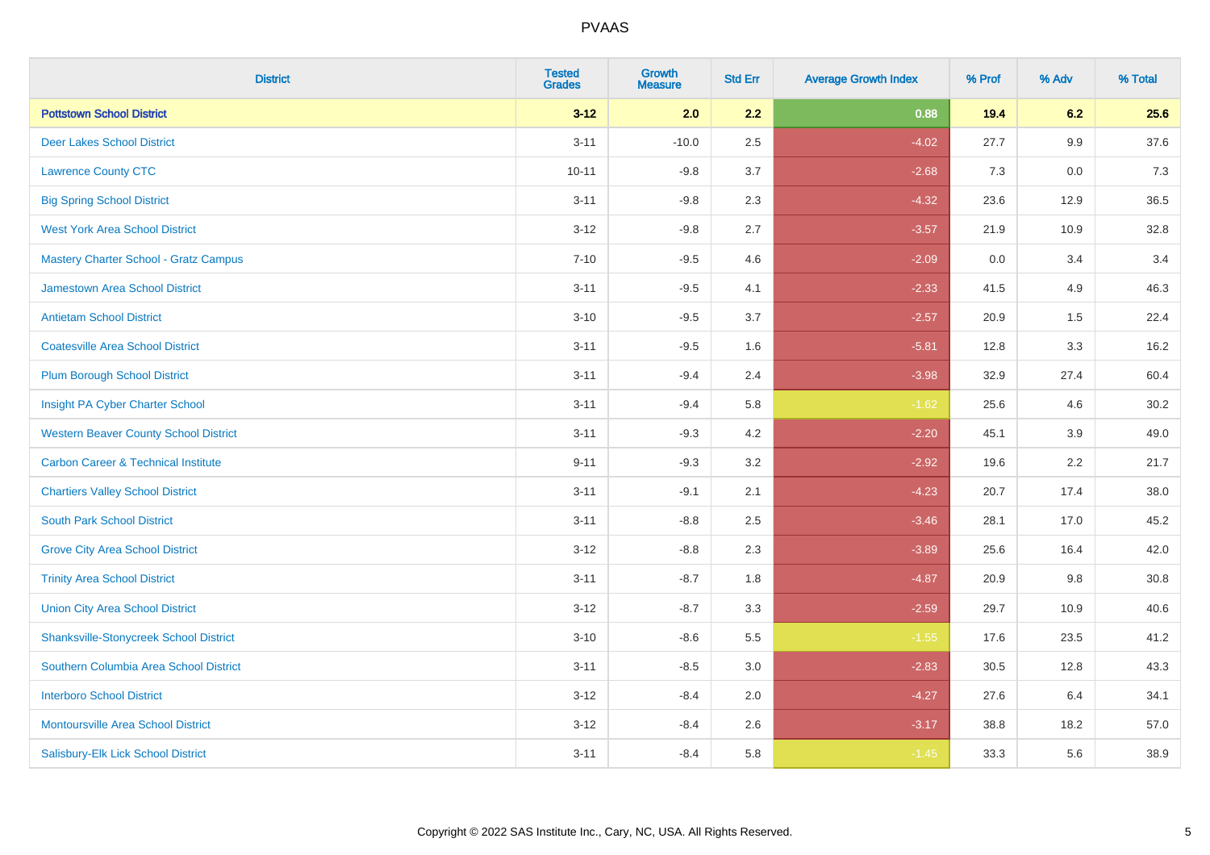# PVAAS

| District | Tested Grades | Growth Measure | Std Err | Average Growth Index | % Prof | % Adv | % Total |
|---|---|---|---|---|---|---|---|
| **Pottstown School District** | **3-12** | **2.0** | **2.2** | **0.88** | **19.4** | **6.2** | **25.6** |
| Deer Lakes School District | 3-11 | -10.0 | 2.5 | -4.02 | 27.7 | 9.9 | 37.6 |
| Lawrence County CTC | 10-11 | -9.8 | 3.7 | -2.68 | 7.3 | 0.0 | 7.3 |
| Big Spring School District | 3-11 | -9.8 | 2.3 | -4.32 | 23.6 | 12.9 | 36.5 |
| West York Area School District | 3-12 | -9.8 | 2.7 | -3.57 | 21.9 | 10.9 | 32.8 |
| Mastery Charter School - Gratz Campus | 7-10 | -9.5 | 4.6 | -2.09 | 0.0 | 3.4 | 3.4 |
| Jamestown Area School District | 3-11 | -9.5 | 4.1 | -2.33 | 41.5 | 4.9 | 46.3 |
| Antietam School District | 3-10 | -9.5 | 3.7 | -2.57 | 20.9 | 1.5 | 22.4 |
| Coatesville Area School District | 3-11 | -9.5 | 1.6 | -5.81 | 12.8 | 3.3 | 16.2 |
| Plum Borough School District | 3-11 | -9.4 | 2.4 | -3.98 | 32.9 | 27.4 | 60.4 |
| Insight PA Cyber Charter School | 3-11 | -9.4 | 5.8 | -1.62 | 25.6 | 4.6 | 30.2 |
| Western Beaver County School District | 3-11 | -9.3 | 4.2 | -2.20 | 45.1 | 3.9 | 49.0 |
| Carbon Career & Technical Institute | 9-11 | -9.3 | 3.2 | -2.92 | 19.6 | 2.2 | 21.7 |
| Chartiers Valley School District | 3-11 | -9.1 | 2.1 | -4.23 | 20.7 | 17.4 | 38.0 |
| South Park School District | 3-11 | -8.8 | 2.5 | -3.46 | 28.1 | 17.0 | 45.2 |
| Grove City Area School District | 3-12 | -8.8 | 2.3 | -3.89 | 25.6 | 16.4 | 42.0 |
| Trinity Area School District | 3-11 | -8.7 | 1.8 | -4.87 | 20.9 | 9.8 | 30.8 |
| Union City Area School District | 3-12 | -8.7 | 3.3 | -2.59 | 29.7 | 10.9 | 40.6 |
| Shanksville-Stonycreek School District | 3-10 | -8.6 | 5.5 | -1.55 | 17.6 | 23.5 | 41.2 |
| Southern Columbia Area School District | 3-11 | -8.5 | 3.0 | -2.83 | 30.5 | 12.8 | 43.3 |
| Interboro School District | 3-12 | -8.4 | 2.0 | -4.27 | 27.6 | 6.4 | 34.1 |
| Montoursville Area School District | 3-12 | -8.4 | 2.6 | -3.17 | 38.8 | 18.2 | 57.0 |
| Salisbury-Elk Lick School District | 3-11 | -8.4 | 5.8 | -1.45 | 33.3 | 5.6 | 38.9 |

Copyright © 2022 SAS Institute Inc., Cary, NC, USA. All Rights Reserved.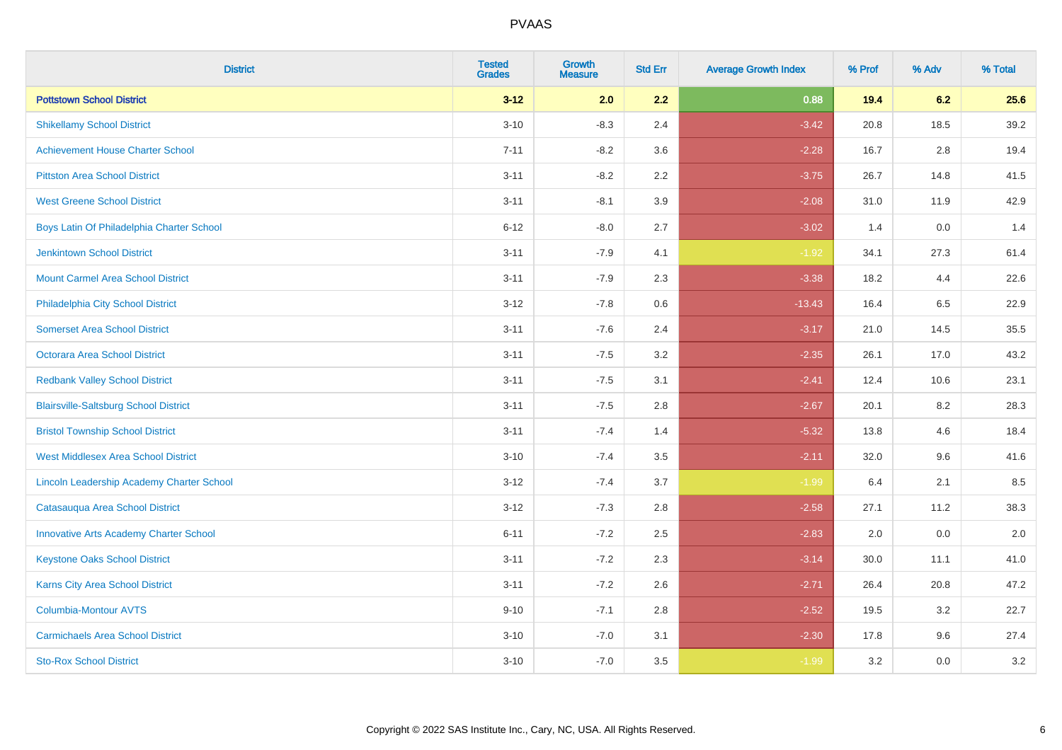| District | Tested Grades | Growth Measure | Std Err | Average Growth Index | % Prof | % Adv | % Total |
|---|---|---|---|---|---|---|---|
| **Pottstown School District** | **3-12** | **2.0** | **2.2** | **0.88** | **19.4** | **6.2** | **25.6** |
| Shikellamy School District | 3-10 | -8.3 | 2.4 | -3.42 | 20.8 | 18.5 | 39.2 |
| Achievement House Charter School | 7-11 | -8.2 | 3.6 | -2.28 | 16.7 | 2.8 | 19.4 |
| Pittston Area School District | 3-11 | -8.2 | 2.2 | -3.75 | 26.7 | 14.8 | 41.5 |
| West Greene School District | 3-11 | -8.1 | 3.9 | -2.08 | 31.0 | 11.9 | 42.9 |
| Boys Latin Of Philadelphia Charter School | 6-12 | -8.0 | 2.7 | -3.02 | 1.4 | 0.0 | 1.4 |
| Jenkintown School District | 3-11 | -7.9 | 4.1 | -1.92 | 34.1 | 27.3 | 61.4 |
| Mount Carmel Area School District | 3-11 | -7.9 | 2.3 | -3.38 | 18.2 | 4.4 | 22.6 |
| Philadelphia City School District | 3-12 | -7.8 | 0.6 | -13.43 | 16.4 | 6.5 | 22.9 |
| Somerset Area School District | 3-11 | -7.6 | 2.4 | -3.17 | 21.0 | 14.5 | 35.5 |
| Octorara Area School District | 3-11 | -7.5 | 3.2 | -2.35 | 26.1 | 17.0 | 43.2 |
| Redbank Valley School District | 3-11 | -7.5 | 3.1 | -2.41 | 12.4 | 10.6 | 23.1 |
| Blairsville-Saltsburg School District | 3-11 | -7.5 | 2.8 | -2.67 | 20.1 | 8.2 | 28.3 |
| Bristol Township School District | 3-11 | -7.4 | 1.4 | -5.32 | 13.8 | 4.6 | 18.4 |
| West Middlesex Area School District | 3-10 | -7.4 | 3.5 | -2.11 | 32.0 | 9.6 | 41.6 |
| Lincoln Leadership Academy Charter School | 3-12 | -7.4 | 3.7 | -1.99 | 6.4 | 2.1 | 8.5 |
| Catasauqua Area School District | 3-12 | -7.3 | 2.8 | -2.58 | 27.1 | 11.2 | 38.3 |
| Innovative Arts Academy Charter School | 6-11 | -7.2 | 2.5 | -2.83 | 2.0 | 0.0 | 2.0 |
| Keystone Oaks School District | 3-11 | -7.2 | 2.3 | -3.14 | 30.0 | 11.1 | 41.0 |
| Karns City Area School District | 3-11 | -7.2 | 2.6 | -2.71 | 26.4 | 20.8 | 47.2 |
| Columbia-Montour AVTS | 9-10 | -7.1 | 2.8 | -2.52 | 19.5 | 3.2 | 22.7 |
| Carmichaels Area School District | 3-10 | -7.0 | 3.1 | -2.30 | 17.8 | 9.6 | 27.4 |
| Sto-Rox School District | 3-10 | -7.0 | 3.5 | -1.99 | 3.2 | 0.0 | 3.2 |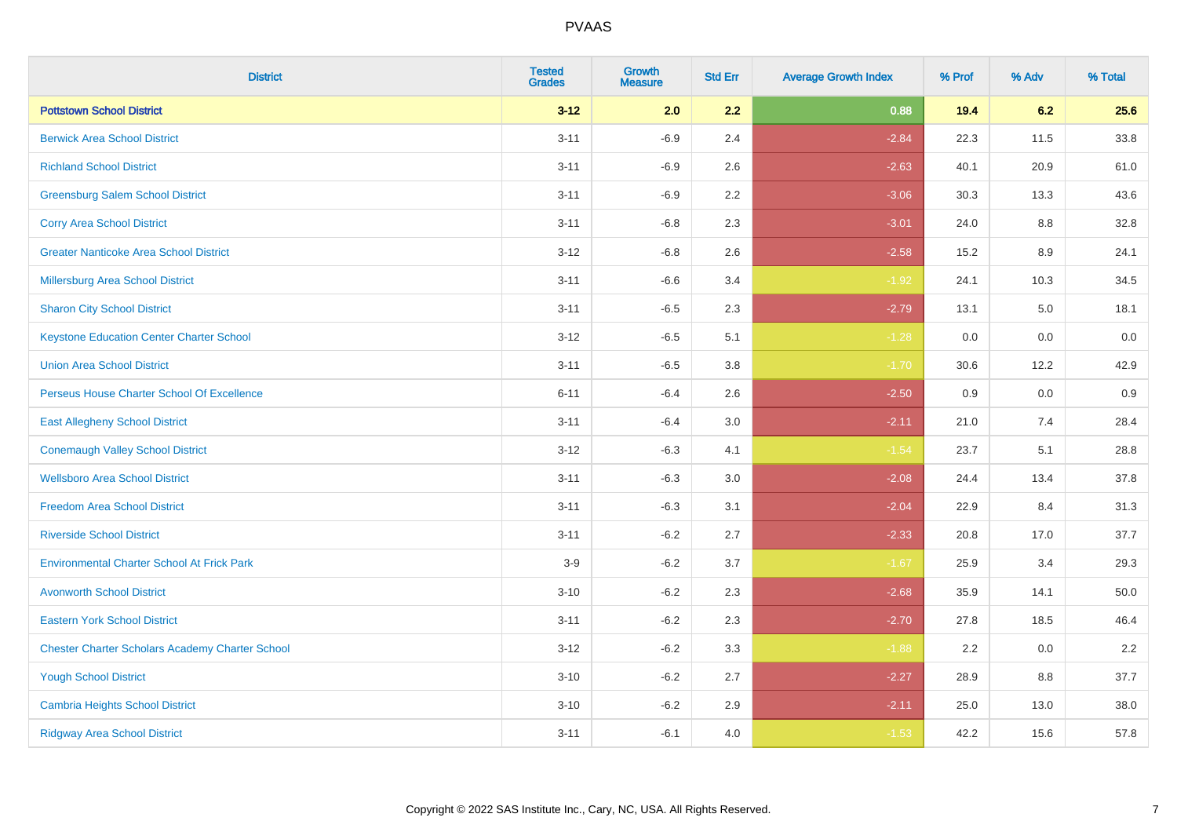# PVAAS

| District | Tested Grades | Growth Measure | Std Err | Average Growth Index | % Prof | % Adv | % Total |
|---|---|---|---|---|---|---|---|
| **Pottstown School District** | **3-12** | **2.0** | **2.2** | **0.88** | **19.4** | **6.2** | **25.6** |
| Berwick Area School District | 3-11 | -6.9 | 2.4 | -2.84 | 22.3 | 11.5 | 33.8 |
| Richland School District | 3-11 | -6.9 | 2.6 | -2.63 | 40.1 | 20.9 | 61.0 |
| Greensburg Salem School District | 3-11 | -6.9 | 2.2 | -3.06 | 30.3 | 13.3 | 43.6 |
| Corry Area School District | 3-11 | -6.8 | 2.3 | -3.01 | 24.0 | 8.8 | 32.8 |
| Greater Nanticoke Area School District | 3-12 | -6.8 | 2.6 | -2.58 | 15.2 | 8.9 | 24.1 |
| Millersburg Area School District | 3-11 | -6.6 | 3.4 | -1.92 | 24.1 | 10.3 | 34.5 |
| Sharon City School District | 3-11 | -6.5 | 2.3 | -2.79 | 13.1 | 5.0 | 18.1 |
| Keystone Education Center Charter School | 3-12 | -6.5 | 5.1 | -1.28 | 0.0 | 0.0 | 0.0 |
| Union Area School District | 3-11 | -6.5 | 3.8 | -1.70 | 30.6 | 12.2 | 42.9 |
| Perseus House Charter School Of Excellence | 6-11 | -6.4 | 2.6 | -2.50 | 0.9 | 0.0 | 0.9 |
| East Allegheny School District | 3-11 | -6.4 | 3.0 | -2.11 | 21.0 | 7.4 | 28.4 |
| Conemaugh Valley School District | 3-12 | -6.3 | 4.1 | -1.54 | 23.7 | 5.1 | 28.8 |
| Wellsboro Area School District | 3-11 | -6.3 | 3.0 | -2.08 | 24.4 | 13.4 | 37.8 |
| Freedom Area School District | 3-11 | -6.3 | 3.1 | -2.04 | 22.9 | 8.4 | 31.3 |
| Riverside School District | 3-11 | -6.2 | 2.7 | -2.33 | 20.8 | 17.0 | 37.7 |
| Environmental Charter School At Frick Park | 3-9 | -6.2 | 3.7 | -1.67 | 25.9 | 3.4 | 29.3 |
| Avonworth School District | 3-10 | -6.2 | 2.3 | -2.68 | 35.9 | 14.1 | 50.0 |
| Eastern York School District | 3-11 | -6.2 | 2.3 | -2.70 | 27.8 | 18.5 | 46.4 |
| Chester Charter Scholars Academy Charter School | 3-12 | -6.2 | 3.3 | -1.88 | 2.2 | 0.0 | 2.2 |
| Yough School District | 3-10 | -6.2 | 2.7 | -2.27 | 28.9 | 8.8 | 37.7 |
| Cambria Heights School District | 3-10 | -6.2 | 2.9 | -2.11 | 25.0 | 13.0 | 38.0 |
| Ridgway Area School District | 3-11 | -6.1 | 4.0 | -1.53 | 42.2 | 15.6 | 57.8 |

Copyright © 2022 SAS Institute Inc., Cary, NC, USA. All Rights Reserved.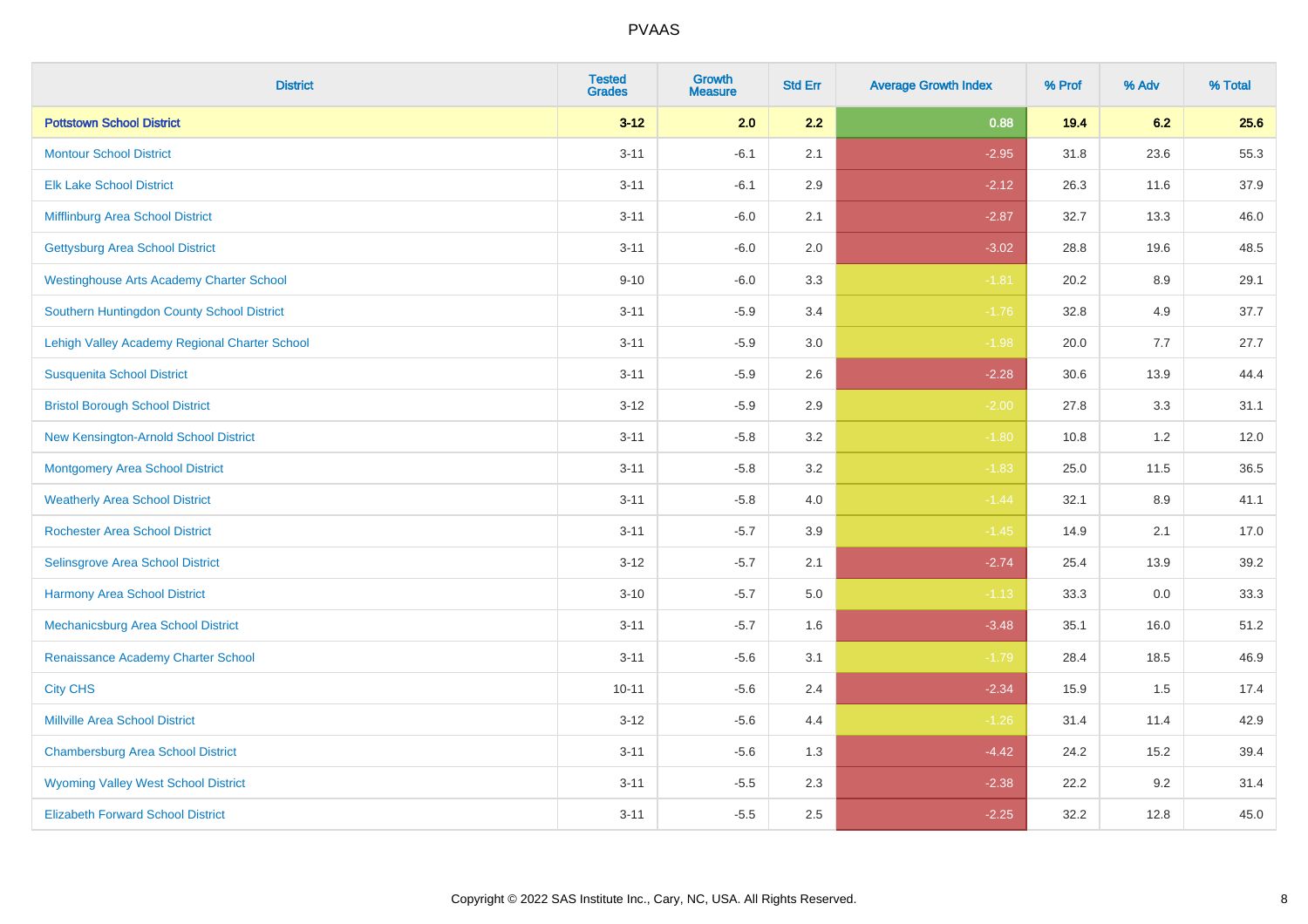| District | Tested Grades | Growth Measure | Std Err | Average Growth Index | % Prof | % Adv | % Total |
|---|---|---|---|---|---|---|---|
| **Pottstown School District** | **3-12** | **2.0** | **2.2** | **0.88** | **19.4** | **6.2** | **25.6** |
| Montour School District | 3-11 | -6.1 | 2.1 | -2.95 | 31.8 | 23.6 | 55.3 |
| Elk Lake School District | 3-11 | -6.1 | 2.9 | -2.12 | 26.3 | 11.6 | 37.9 |
| Mifflinburg Area School District | 3-11 | -6.0 | 2.1 | -2.87 | 32.7 | 13.3 | 46.0 |
| Gettysburg Area School District | 3-11 | -6.0 | 2.0 | -3.02 | 28.8 | 19.6 | 48.5 |
| Westinghouse Arts Academy Charter School | 9-10 | -6.0 | 3.3 | -1.81 | 20.2 | 8.9 | 29.1 |
| Southern Huntingdon County School District | 3-11 | -5.9 | 3.4 | -1.76 | 32.8 | 4.9 | 37.7 |
| Lehigh Valley Academy Regional Charter School | 3-11 | -5.9 | 3.0 | -1.98 | 20.0 | 7.7 | 27.7 |
| Susquenita School District | 3-11 | -5.9 | 2.6 | -2.28 | 30.6 | 13.9 | 44.4 |
| Bristol Borough School District | 3-12 | -5.9 | 2.9 | -2.00 | 27.8 | 3.3 | 31.1 |
| New Kensington-Arnold School District | 3-11 | -5.8 | 3.2 | -1.80 | 10.8 | 1.2 | 12.0 |
| Montgomery Area School District | 3-11 | -5.8 | 3.2 | -1.83 | 25.0 | 11.5 | 36.5 |
| Weatherly Area School District | 3-11 | -5.8 | 4.0 | -1.44 | 32.1 | 8.9 | 41.1 |
| Rochester Area School District | 3-11 | -5.7 | 3.9 | -1.45 | 14.9 | 2.1 | 17.0 |
| Selinsgrove Area School District | 3-12 | -5.7 | 2.1 | -2.74 | 25.4 | 13.9 | 39.2 |
| Harmony Area School District | 3-10 | -5.7 | 5.0 | -1.13 | 33.3 | 0.0 | 33.3 |
| Mechanicsburg Area School District | 3-11 | -5.7 | 1.6 | -3.48 | 35.1 | 16.0 | 51.2 |
| Renaissance Academy Charter School | 3-11 | -5.6 | 3.1 | -1.79 | 28.4 | 18.5 | 46.9 |
| City CHS | 10-11 | -5.6 | 2.4 | -2.34 | 15.9 | 1.5 | 17.4 |
| Millville Area School District | 3-12 | -5.6 | 4.4 | -1.26 | 31.4 | 11.4 | 42.9 |
| Chambersburg Area School District | 3-11 | -5.6 | 1.3 | -4.42 | 24.2 | 15.2 | 39.4 |
| Wyoming Valley West School District | 3-11 | -5.5 | 2.3 | -2.38 | 22.2 | 9.2 | 31.4 |
| Elizabeth Forward School District | 3-11 | -5.5 | 2.5 | -2.25 | 32.2 | 12.8 | 45.0 |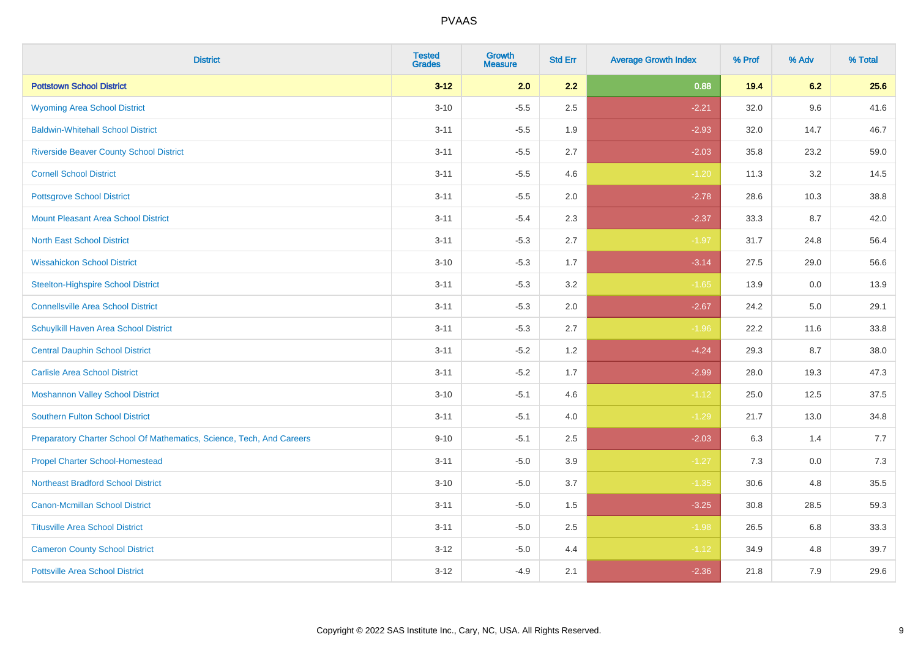# PVAAS

| District | Tested Grades | Growth Measure | Std Err | Average Growth Index | % Prof | % Adv | % Total |
|---|---|---|---|---|---|---|---|
| **Pottstown School District** | **3-12** | **2.0** | **2.2** | **0.88** | **19.4** | **6.2** | **25.6** |
| Wyoming Area School District | 3-10 | -5.5 | 2.5 | -2.21 | 32.0 | 9.6 | 41.6 |
| Baldwin-Whitehall School District | 3-11 | -5.5 | 1.9 | -2.93 | 32.0 | 14.7 | 46.7 |
| Riverside Beaver County School District | 3-11 | -5.5 | 2.7 | -2.03 | 35.8 | 23.2 | 59.0 |
| Cornell School District | 3-11 | -5.5 | 4.6 | -1.20 | 11.3 | 3.2 | 14.5 |
| Pottsgrove School District | 3-11 | -5.5 | 2.0 | -2.78 | 28.6 | 10.3 | 38.8 |
| Mount Pleasant Area School District | 3-11 | -5.4 | 2.3 | -2.37 | 33.3 | 8.7 | 42.0 |
| North East School District | 3-11 | -5.3 | 2.7 | -1.97 | 31.7 | 24.8 | 56.4 |
| Wissahickon School District | 3-10 | -5.3 | 1.7 | -3.14 | 27.5 | 29.0 | 56.6 |
| Steelton-Highspire School District | 3-11 | -5.3 | 3.2 | -1.65 | 13.9 | 0.0 | 13.9 |
| Connellsville Area School District | 3-11 | -5.3 | 2.0 | -2.67 | 24.2 | 5.0 | 29.1 |
| Schuylkill Haven Area School District | 3-11 | -5.3 | 2.7 | -1.96 | 22.2 | 11.6 | 33.8 |
| Central Dauphin School District | 3-11 | -5.2 | 1.2 | -4.24 | 29.3 | 8.7 | 38.0 |
| Carlisle Area School District | 3-11 | -5.2 | 1.7 | -2.99 | 28.0 | 19.3 | 47.3 |
| Moshannon Valley School District | 3-10 | -5.1 | 4.6 | -1.12 | 25.0 | 12.5 | 37.5 |
| Southern Fulton School District | 3-11 | -5.1 | 4.0 | -1.29 | 21.7 | 13.0 | 34.8 |
| Preparatory Charter School Of Mathematics, Science, Tech, And Careers | 9-10 | -5.1 | 2.5 | -2.03 | 6.3 | 1.4 | 7.7 |
| Propel Charter School-Homestead | 3-11 | -5.0 | 3.9 | -1.27 | 7.3 | 0.0 | 7.3 |
| Northeast Bradford School District | 3-10 | -5.0 | 3.7 | -1.35 | 30.6 | 4.8 | 35.5 |
| Canon-Mcmillan School District | 3-11 | -5.0 | 1.5 | -3.25 | 30.8 | 28.5 | 59.3 |
| Titusville Area School District | 3-11 | -5.0 | 2.5 | -1.98 | 26.5 | 6.8 | 33.3 |
| Cameron County School District | 3-12 | -5.0 | 4.4 | -1.12 | 34.9 | 4.8 | 39.7 |
| Pottsville Area School District | 3-12 | -4.9 | 2.1 | -2.36 | 21.8 | 7.9 | 29.6 |

Copyright © 2022 SAS Institute Inc., Cary, NC, USA. All Rights Reserved.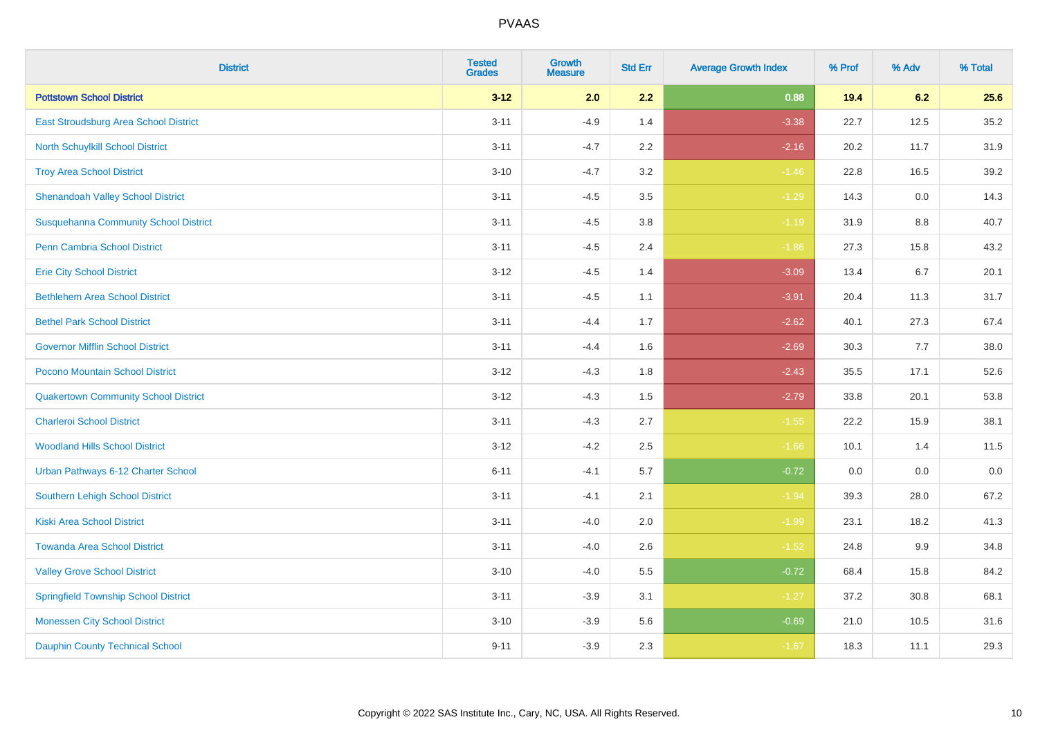# PVAAS

| District | Tested Grades | Growth Measure | Std Err | Average Growth Index | % Prof | % Adv | % Total |
|---|---|---|---|---|---|---|---|
| **Pottstown School District** | **3-12** | **2.0** | **2.2** | **0.88** | **19.4** | **6.2** | **25.6** |
| East Stroudsburg Area School District | 3-11 | -4.9 | 1.4 | -3.38 | 22.7 | 12.5 | 35.2 |
| North Schuylkill School District | 3-11 | -4.7 | 2.2 | -2.16 | 20.2 | 11.7 | 31.9 |
| Troy Area School District | 3-10 | -4.7 | 3.2 | -1.46 | 22.8 | 16.5 | 39.2 |
| Shenandoah Valley School District | 3-11 | -4.5 | 3.5 | -1.29 | 14.3 | 0.0 | 14.3 |
| Susquehanna Community School District | 3-11 | -4.5 | 3.8 | -1.19 | 31.9 | 8.8 | 40.7 |
| Penn Cambria School District | 3-11 | -4.5 | 2.4 | -1.86 | 27.3 | 15.8 | 43.2 |
| Erie City School District | 3-12 | -4.5 | 1.4 | -3.09 | 13.4 | 6.7 | 20.1 |
| Bethlehem Area School District | 3-11 | -4.5 | 1.1 | -3.91 | 20.4 | 11.3 | 31.7 |
| Bethel Park School District | 3-11 | -4.4 | 1.7 | -2.62 | 40.1 | 27.3 | 67.4 |
| Governor Mifflin School District | 3-11 | -4.4 | 1.6 | -2.69 | 30.3 | 7.7 | 38.0 |
| Pocono Mountain School District | 3-12 | -4.3 | 1.8 | -2.43 | 35.5 | 17.1 | 52.6 |
| Quakertown Community School District | 3-12 | -4.3 | 1.5 | -2.79 | 33.8 | 20.1 | 53.8 |
| Charleroi School District | 3-11 | -4.3 | 2.7 | -1.55 | 22.2 | 15.9 | 38.1 |
| Woodland Hills School District | 3-12 | -4.2 | 2.5 | -1.66 | 10.1 | 1.4 | 11.5 |
| Urban Pathways 6-12 Charter School | 6-11 | -4.1 | 5.7 | -0.72 | 0.0 | 0.0 | 0.0 |
| Southern Lehigh School District | 3-11 | -4.1 | 2.1 | -1.94 | 39.3 | 28.0 | 67.2 |
| Kiski Area School District | 3-11 | -4.0 | 2.0 | -1.99 | 23.1 | 18.2 | 41.3 |
| Towanda Area School District | 3-11 | -4.0 | 2.6 | -1.52 | 24.8 | 9.9 | 34.8 |
| Valley Grove School District | 3-10 | -4.0 | 5.5 | -0.72 | 68.4 | 15.8 | 84.2 |
| Springfield Township School District | 3-11 | -3.9 | 3.1 | -1.27 | 37.2 | 30.8 | 68.1 |
| Monessen City School District | 3-10 | -3.9 | 5.6 | -0.69 | 21.0 | 10.5 | 31.6 |
| Dauphin County Technical School | 9-11 | -3.9 | 2.3 | -1.67 | 18.3 | 11.1 | 29.3 |

Copyright © 2022 SAS Institute Inc., Cary, NC, USA. All Rights Reserved.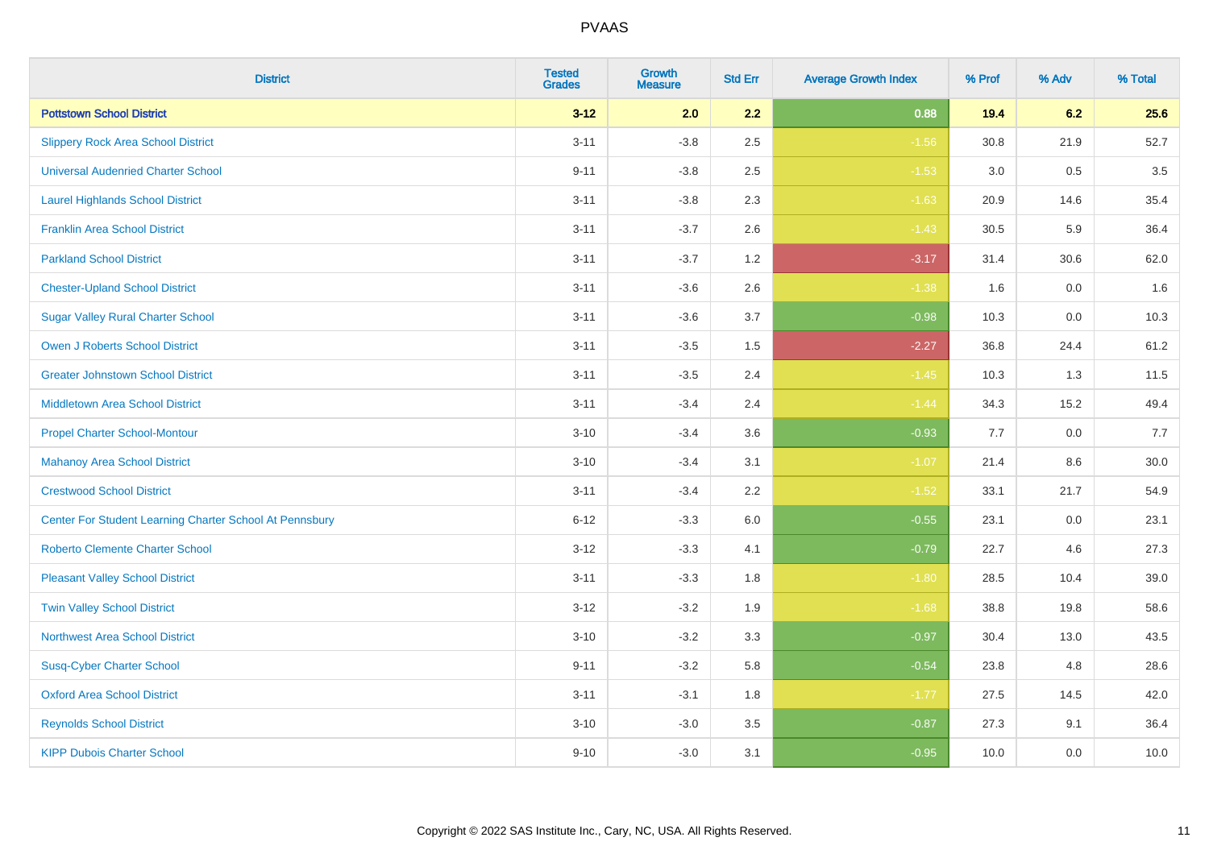| District | Tested Grades | Growth Measure | Std Err | Average Growth Index | % Prof | % Adv | % Total |
|---|---|---|---|---|---|---|---|
| **Pottstown School District** | **3-12** | **2.0** | **2.2** | **0.88** | **19.4** | **6.2** | **25.6** |
| Slippery Rock Area School District | 3-11 | -3.8 | 2.5 | -1.56 | 30.8 | 21.9 | 52.7 |
| Universal Audenried Charter School | 9-11 | -3.8 | 2.5 | -1.53 | 3.0 | 0.5 | 3.5 |
| Laurel Highlands School District | 3-11 | -3.8 | 2.3 | -1.63 | 20.9 | 14.6 | 35.4 |
| Franklin Area School District | 3-11 | -3.7 | 2.6 | -1.43 | 30.5 | 5.9 | 36.4 |
| Parkland School District | 3-11 | -3.7 | 1.2 | -3.17 | 31.4 | 30.6 | 62.0 |
| Chester-Upland School District | 3-11 | -3.6 | 2.6 | -1.38 | 1.6 | 0.0 | 1.6 |
| Sugar Valley Rural Charter School | 3-11 | -3.6 | 3.7 | -0.98 | 10.3 | 0.0 | 10.3 |
| Owen J Roberts School District | 3-11 | -3.5 | 1.5 | -2.27 | 36.8 | 24.4 | 61.2 |
| Greater Johnstown School District | 3-11 | -3.5 | 2.4 | -1.45 | 10.3 | 1.3 | 11.5 |
| Middletown Area School District | 3-11 | -3.4 | 2.4 | -1.44 | 34.3 | 15.2 | 49.4 |
| Propel Charter School-Montour | 3-10 | -3.4 | 3.6 | -0.93 | 7.7 | 0.0 | 7.7 |
| Mahanoy Area School District | 3-10 | -3.4 | 3.1 | -1.07 | 21.4 | 8.6 | 30.0 |
| Crestwood School District | 3-11 | -3.4 | 2.2 | -1.52 | 33.1 | 21.7 | 54.9 |
| Center For Student Learning Charter School At Pennsbury | 6-12 | -3.3 | 6.0 | -0.55 | 23.1 | 0.0 | 23.1 |
| Roberto Clemente Charter School | 3-12 | -3.3 | 4.1 | -0.79 | 22.7 | 4.6 | 27.3 |
| Pleasant Valley School District | 3-11 | -3.3 | 1.8 | -1.80 | 28.5 | 10.4 | 39.0 |
| Twin Valley School District | 3-12 | -3.2 | 1.9 | -1.68 | 38.8 | 19.8 | 58.6 |
| Northwest Area School District | 3-10 | -3.2 | 3.3 | -0.97 | 30.4 | 13.0 | 43.5 |
| Susq-Cyber Charter School | 9-11 | -3.2 | 5.8 | -0.54 | 23.8 | 4.8 | 28.6 |
| Oxford Area School District | 3-11 | -3.1 | 1.8 | -1.77 | 27.5 | 14.5 | 42.0 |
| Reynolds School District | 3-10 | -3.0 | 3.5 | -0.87 | 27.3 | 9.1 | 36.4 |
| KIPP Dubois Charter School | 9-10 | -3.0 | 3.1 | -0.95 | 10.0 | 0.0 | 10.0 |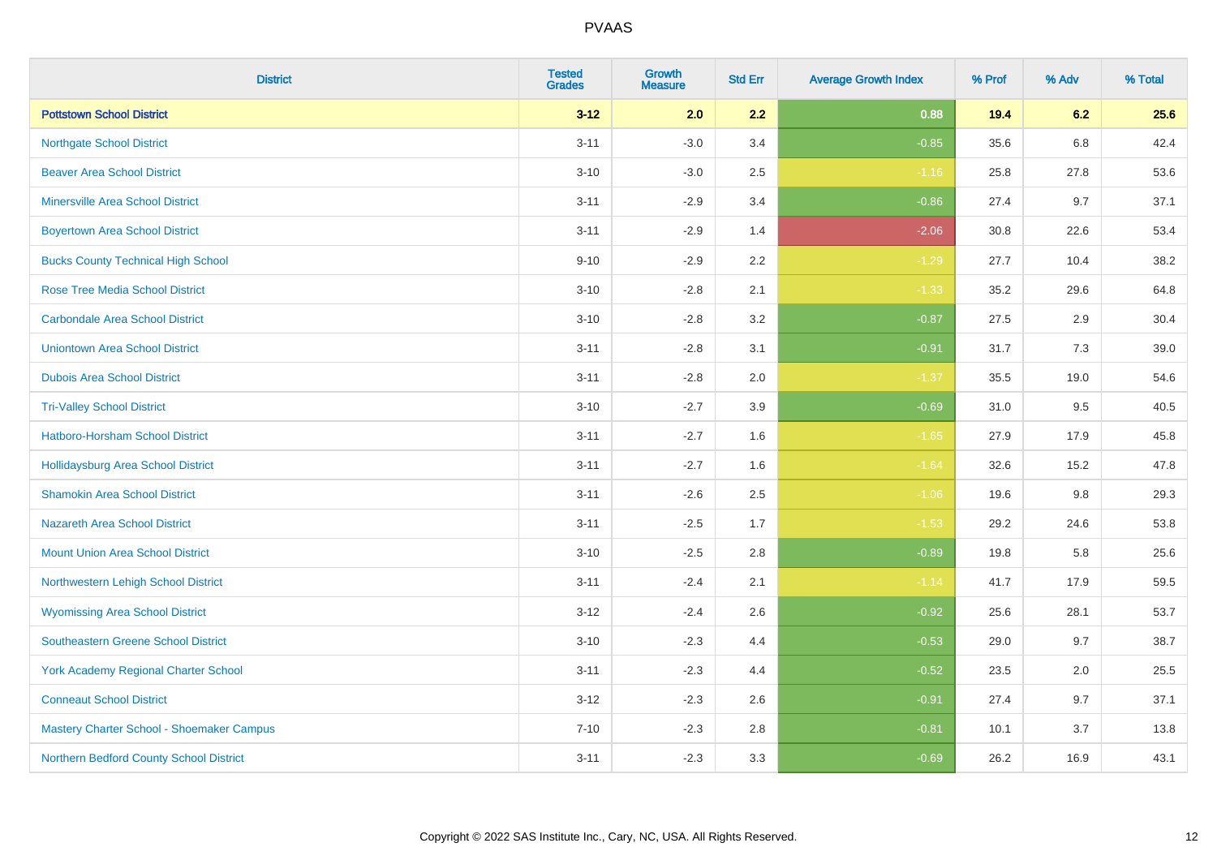| District | Tested Grades | Growth Measure | Std Err | Average Growth Index | % Prof | % Adv | % Total |
|---|---|---|---|---|---|---|---|
| **Pottstown School District** | **3-12** | **2.0** | **2.2** | **0.88** | **19.4** | **6.2** | **25.6** |
| Northgate School District | 3-11 | -3.0 | 3.4 | -0.85 | 35.6 | 6.8 | 42.4 |
| Beaver Area School District | 3-10 | -3.0 | 2.5 | -1.16 | 25.8 | 27.8 | 53.6 |
| Minersville Area School District | 3-11 | -2.9 | 3.4 | -0.86 | 27.4 | 9.7 | 37.1 |
| Boyertown Area School District | 3-11 | -2.9 | 1.4 | -2.06 | 30.8 | 22.6 | 53.4 |
| Bucks County Technical High School | 9-10 | -2.9 | 2.2 | -1.29 | 27.7 | 10.4 | 38.2 |
| Rose Tree Media School District | 3-10 | -2.8 | 2.1 | -1.33 | 35.2 | 29.6 | 64.8 |
| Carbondale Area School District | 3-10 | -2.8 | 3.2 | -0.87 | 27.5 | 2.9 | 30.4 |
| Uniontown Area School District | 3-11 | -2.8 | 3.1 | -0.91 | 31.7 | 7.3 | 39.0 |
| Dubois Area School District | 3-11 | -2.8 | 2.0 | -1.37 | 35.5 | 19.0 | 54.6 |
| Tri-Valley School District | 3-10 | -2.7 | 3.9 | -0.69 | 31.0 | 9.5 | 40.5 |
| Hatboro-Horsham School District | 3-11 | -2.7 | 1.6 | -1.65 | 27.9 | 17.9 | 45.8 |
| Hollidaysburg Area School District | 3-11 | -2.7 | 1.6 | -1.64 | 32.6 | 15.2 | 47.8 |
| Shamokin Area School District | 3-11 | -2.6 | 2.5 | -1.06 | 19.6 | 9.8 | 29.3 |
| Nazareth Area School District | 3-11 | -2.5 | 1.7 | -1.53 | 29.2 | 24.6 | 53.8 |
| Mount Union Area School District | 3-10 | -2.5 | 2.8 | -0.89 | 19.8 | 5.8 | 25.6 |
| Northwestern Lehigh School District | 3-11 | -2.4 | 2.1 | -1.14 | 41.7 | 17.9 | 59.5 |
| Wyomissing Area School District | 3-12 | -2.4 | 2.6 | -0.92 | 25.6 | 28.1 | 53.7 |
| Southeastern Greene School District | 3-10 | -2.3 | 4.4 | -0.53 | 29.0 | 9.7 | 38.7 |
| York Academy Regional Charter School | 3-11 | -2.3 | 4.4 | -0.52 | 23.5 | 2.0 | 25.5 |
| Conneaut School District | 3-12 | -2.3 | 2.6 | -0.91 | 27.4 | 9.7 | 37.1 |
| Mastery Charter School - Shoemaker Campus | 7-10 | -2.3 | 2.8 | -0.81 | 10.1 | 3.7 | 13.8 |
| Northern Bedford County School District | 3-11 | -2.3 | 3.3 | -0.69 | 26.2 | 16.9 | 43.1 |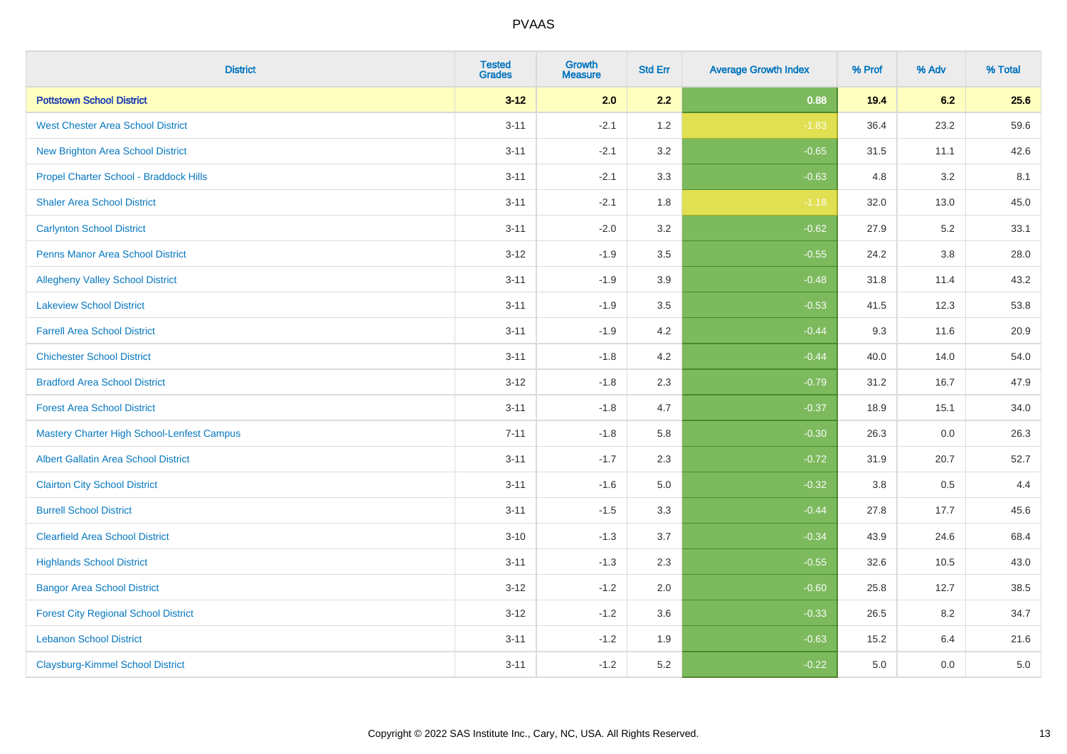| District | Tested Grades | Growth Measure | Std Err | Average Growth Index | % Prof | % Adv | % Total |
|---|---|---|---|---|---|---|---|
| **Pottstown School District** | **3-12** | **2.0** | **2.2** | **0.88** | **19.4** | **6.2** | **25.6** |
| West Chester Area School District | 3-11 | -2.1 | 1.2 | -1.83 | 36.4 | 23.2 | 59.6 |
| New Brighton Area School District | 3-11 | -2.1 | 3.2 | -0.65 | 31.5 | 11.1 | 42.6 |
| Propel Charter School - Braddock Hills | 3-11 | -2.1 | 3.3 | -0.63 | 4.8 | 3.2 | 8.1 |
| Shaler Area School District | 3-11 | -2.1 | 1.8 | -1.18 | 32.0 | 13.0 | 45.0 |
| Carlynton School District | 3-11 | -2.0 | 3.2 | -0.62 | 27.9 | 5.2 | 33.1 |
| Penns Manor Area School District | 3-12 | -1.9 | 3.5 | -0.55 | 24.2 | 3.8 | 28.0 |
| Allegheny Valley School District | 3-11 | -1.9 | 3.9 | -0.48 | 31.8 | 11.4 | 43.2 |
| Lakeview School District | 3-11 | -1.9 | 3.5 | -0.53 | 41.5 | 12.3 | 53.8 |
| Farrell Area School District | 3-11 | -1.9 | 4.2 | -0.44 | 9.3 | 11.6 | 20.9 |
| Chichester School District | 3-11 | -1.8 | 4.2 | -0.44 | 40.0 | 14.0 | 54.0 |
| Bradford Area School District | 3-12 | -1.8 | 2.3 | -0.79 | 31.2 | 16.7 | 47.9 |
| Forest Area School District | 3-11 | -1.8 | 4.7 | -0.37 | 18.9 | 15.1 | 34.0 |
| Mastery Charter High School-Lenfest Campus | 7-11 | -1.8 | 5.8 | -0.30 | 26.3 | 0.0 | 26.3 |
| Albert Gallatin Area School District | 3-11 | -1.7 | 2.3 | -0.72 | 31.9 | 20.7 | 52.7 |
| Clairton City School District | 3-11 | -1.6 | 5.0 | -0.32 | 3.8 | 0.5 | 4.4 |
| Burrell School District | 3-11 | -1.5 | 3.3 | -0.44 | 27.8 | 17.7 | 45.6 |
| Clearfield Area School District | 3-10 | -1.3 | 3.7 | -0.34 | 43.9 | 24.6 | 68.4 |
| Highlands School District | 3-11 | -1.3 | 2.3 | -0.55 | 32.6 | 10.5 | 43.0 |
| Bangor Area School District | 3-12 | -1.2 | 2.0 | -0.60 | 25.8 | 12.7 | 38.5 |
| Forest City Regional School District | 3-12 | -1.2 | 3.6 | -0.33 | 26.5 | 8.2 | 34.7 |
| Lebanon School District | 3-11 | -1.2 | 1.9 | -0.63 | 15.2 | 6.4 | 21.6 |
| Claysburg-Kimmel School District | 3-11 | -1.2 | 5.2 | -0.22 | 5.0 | 0.0 | 5.0 |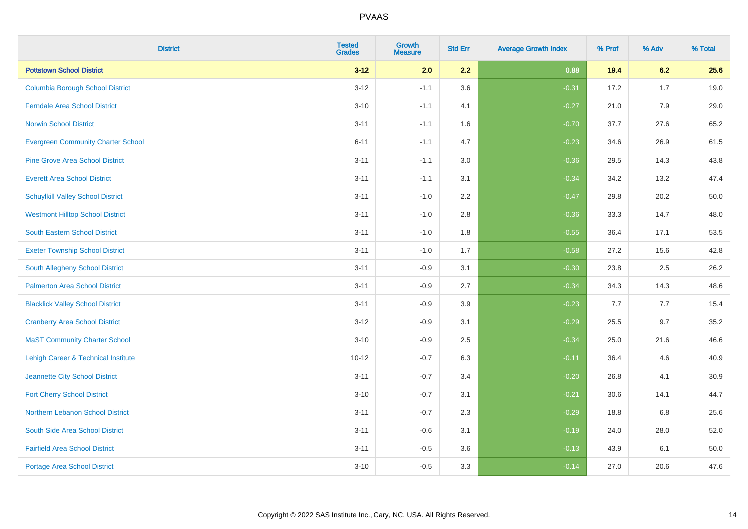| District | Tested Grades | Growth Measure | Std Err | Average Growth Index | % Prof | % Adv | % Total |
|---|---|---|---|---|---|---|---|
| **Pottstown School District** | **3-12** | **2.0** | **2.2** | **0.88** | **19.4** | **6.2** | **25.6** |
| Columbia Borough School District | 3-12 | -1.1 | 3.6 | -0.31 | 17.2 | 1.7 | 19.0 |
| Ferndale Area School District | 3-10 | -1.1 | 4.1 | -0.27 | 21.0 | 7.9 | 29.0 |
| Norwin School District | 3-11 | -1.1 | 1.6 | -0.70 | 37.7 | 27.6 | 65.2 |
| Evergreen Community Charter School | 6-11 | -1.1 | 4.7 | -0.23 | 34.6 | 26.9 | 61.5 |
| Pine Grove Area School District | 3-11 | -1.1 | 3.0 | -0.36 | 29.5 | 14.3 | 43.8 |
| Everett Area School District | 3-11 | -1.1 | 3.1 | -0.34 | 34.2 | 13.2 | 47.4 |
| Schuylkill Valley School District | 3-11 | -1.0 | 2.2 | -0.47 | 29.8 | 20.2 | 50.0 |
| Westmont Hilltop School District | 3-11 | -1.0 | 2.8 | -0.36 | 33.3 | 14.7 | 48.0 |
| South Eastern School District | 3-11 | -1.0 | 1.8 | -0.55 | 36.4 | 17.1 | 53.5 |
| Exeter Township School District | 3-11 | -1.0 | 1.7 | -0.58 | 27.2 | 15.6 | 42.8 |
| South Allegheny School District | 3-11 | -0.9 | 3.1 | -0.30 | 23.8 | 2.5 | 26.2 |
| Palmerton Area School District | 3-11 | -0.9 | 2.7 | -0.34 | 34.3 | 14.3 | 48.6 |
| Blacklick Valley School District | 3-11 | -0.9 | 3.9 | -0.23 | 7.7 | 7.7 | 15.4 |
| Cranberry Area School District | 3-12 | -0.9 | 3.1 | -0.29 | 25.5 | 9.7 | 35.2 |
| MaST Community Charter School | 3-10 | -0.9 | 2.5 | -0.34 | 25.0 | 21.6 | 46.6 |
| Lehigh Career & Technical Institute | 10-12 | -0.7 | 6.3 | -0.11 | 36.4 | 4.6 | 40.9 |
| Jeannette City School District | 3-11 | -0.7 | 3.4 | -0.20 | 26.8 | 4.1 | 30.9 |
| Fort Cherry School District | 3-10 | -0.7 | 3.1 | -0.21 | 30.6 | 14.1 | 44.7 |
| Northern Lebanon School District | 3-11 | -0.7 | 2.3 | -0.29 | 18.8 | 6.8 | 25.6 |
| South Side Area School District | 3-11 | -0.6 | 3.1 | -0.19 | 24.0 | 28.0 | 52.0 |
| Fairfield Area School District | 3-11 | -0.5 | 3.6 | -0.13 | 43.9 | 6.1 | 50.0 |
| Portage Area School District | 3-10 | -0.5 | 3.3 | -0.14 | 27.0 | 20.6 | 47.6 |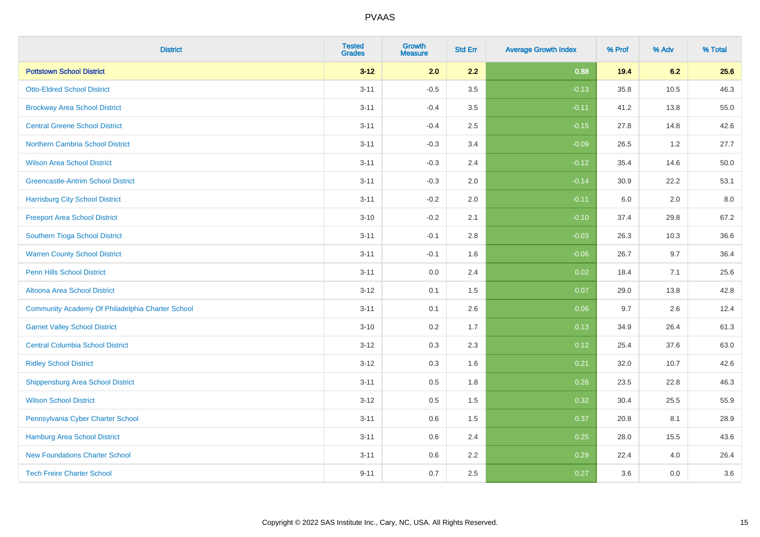| District | Tested Grades | Growth Measure | Std Err | Average Growth Index | % Prof | % Adv | % Total |
|---|---|---|---|---|---|---|---|
| **Pottstown School District** | **3-12** | **2.0** | **2.2** | **0.88** | **19.4** | **6.2** | **25.6** |
| Otto-Eldred School District | 3-11 | -0.5 | 3.5 | -0.13 | 35.8 | 10.5 | 46.3 |
| Brockway Area School District | 3-11 | -0.4 | 3.5 | -0.11 | 41.2 | 13.8 | 55.0 |
| Central Greene School District | 3-11 | -0.4 | 2.5 | -0.15 | 27.8 | 14.8 | 42.6 |
| Northern Cambria School District | 3-11 | -0.3 | 3.4 | -0.09 | 26.5 | 1.2 | 27.7 |
| Wilson Area School District | 3-11 | -0.3 | 2.4 | -0.12 | 35.4 | 14.6 | 50.0 |
| Greencastle-Antrim School District | 3-11 | -0.3 | 2.0 | -0.14 | 30.9 | 22.2 | 53.1 |
| Harrisburg City School District | 3-11 | -0.2 | 2.0 | -0.11 | 6.0 | 2.0 | 8.0 |
| Freeport Area School District | 3-10 | -0.2 | 2.1 | -0.10 | 37.4 | 29.8 | 67.2 |
| Southern Tioga School District | 3-11 | -0.1 | 2.8 | -0.03 | 26.3 | 10.3 | 36.6 |
| Warren County School District | 3-11 | -0.1 | 1.6 | -0.06 | 26.7 | 9.7 | 36.4 |
| Penn Hills School District | 3-11 | 0.0 | 2.4 | 0.02 | 18.4 | 7.1 | 25.6 |
| Altoona Area School District | 3-12 | 0.1 | 1.5 | 0.07 | 29.0 | 13.8 | 42.8 |
| Community Academy Of Philadelphia Charter School | 3-11 | 0.1 | 2.6 | 0.06 | 9.7 | 2.6 | 12.4 |
| Garnet Valley School District | 3-10 | 0.2 | 1.7 | 0.13 | 34.9 | 26.4 | 61.3 |
| Central Columbia School District | 3-12 | 0.3 | 2.3 | 0.12 | 25.4 | 37.6 | 63.0 |
| Ridley School District | 3-12 | 0.3 | 1.6 | 0.21 | 32.0 | 10.7 | 42.6 |
| Shippensburg Area School District | 3-11 | 0.5 | 1.8 | 0.26 | 23.5 | 22.8 | 46.3 |
| Wilson School District | 3-12 | 0.5 | 1.5 | 0.32 | 30.4 | 25.5 | 55.9 |
| Pennsylvania Cyber Charter School | 3-11 | 0.6 | 1.5 | 0.37 | 20.8 | 8.1 | 28.9 |
| Hamburg Area School District | 3-11 | 0.6 | 2.4 | 0.25 | 28.0 | 15.5 | 43.6 |
| New Foundations Charter School | 3-11 | 0.6 | 2.2 | 0.29 | 22.4 | 4.0 | 26.4 |
| Tech Freire Charter School | 9-11 | 0.7 | 2.5 | 0.27 | 3.6 | 0.0 | 3.6 |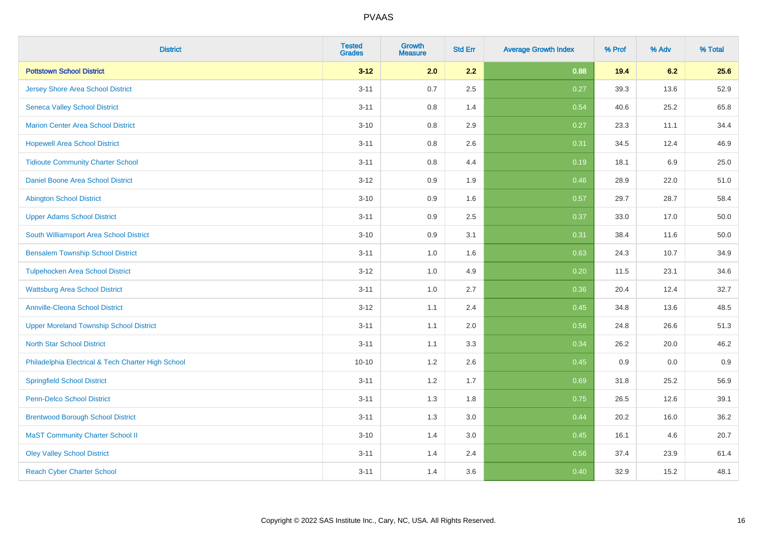# PVAAS

| District | Tested Grades | Growth Measure | Std Err | Average Growth Index | % Prof | % Adv | % Total |
|---|---|---|---|---|---|---|---|
| **Pottstown School District** | **3-12** | **2.0** | **2.2** | **0.88** | **19.4** | **6.2** | **25.6** |
| Jersey Shore Area School District | 3-11 | 0.7 | 2.5 | 0.27 | 39.3 | 13.6 | 52.9 |
| Seneca Valley School District | 3-11 | 0.8 | 1.4 | 0.54 | 40.6 | 25.2 | 65.8 |
| Marion Center Area School District | 3-10 | 0.8 | 2.9 | 0.27 | 23.3 | 11.1 | 34.4 |
| Hopewell Area School District | 3-11 | 0.8 | 2.6 | 0.31 | 34.5 | 12.4 | 46.9 |
| Tidioute Community Charter School | 3-11 | 0.8 | 4.4 | 0.19 | 18.1 | 6.9 | 25.0 |
| Daniel Boone Area School District | 3-12 | 0.9 | 1.9 | 0.46 | 28.9 | 22.0 | 51.0 |
| Abington School District | 3-10 | 0.9 | 1.6 | 0.57 | 29.7 | 28.7 | 58.4 |
| Upper Adams School District | 3-11 | 0.9 | 2.5 | 0.37 | 33.0 | 17.0 | 50.0 |
| South Williamsport Area School District | 3-10 | 0.9 | 3.1 | 0.31 | 38.4 | 11.6 | 50.0 |
| Bensalem Township School District | 3-11 | 1.0 | 1.6 | 0.63 | 24.3 | 10.7 | 34.9 |
| Tulpehocken Area School District | 3-12 | 1.0 | 4.9 | 0.20 | 11.5 | 23.1 | 34.6 |
| Wattsburg Area School District | 3-11 | 1.0 | 2.7 | 0.36 | 20.4 | 12.4 | 32.7 |
| Annville-Cleona School District | 3-12 | 1.1 | 2.4 | 0.45 | 34.8 | 13.6 | 48.5 |
| Upper Moreland Township School District | 3-11 | 1.1 | 2.0 | 0.56 | 24.8 | 26.6 | 51.3 |
| North Star School District | 3-11 | 1.1 | 3.3 | 0.34 | 26.2 | 20.0 | 46.2 |
| Philadelphia Electrical & Tech Charter High School | 10-10 | 1.2 | 2.6 | 0.45 | 0.9 | 0.0 | 0.9 |
| Springfield School District | 3-11 | 1.2 | 1.7 | 0.69 | 31.8 | 25.2 | 56.9 |
| Penn-Delco School District | 3-11 | 1.3 | 1.8 | 0.75 | 26.5 | 12.6 | 39.1 |
| Brentwood Borough School District | 3-11 | 1.3 | 3.0 | 0.44 | 20.2 | 16.0 | 36.2 |
| MaST Community Charter School II | 3-10 | 1.4 | 3.0 | 0.45 | 16.1 | 4.6 | 20.7 |
| Oley Valley School District | 3-11 | 1.4 | 2.4 | 0.56 | 37.4 | 23.9 | 61.4 |
| Reach Cyber Charter School | 3-11 | 1.4 | 3.6 | 0.40 | 32.9 | 15.2 | 48.1 |

Copyright © 2022 SAS Institute Inc., Cary, NC, USA. All Rights Reserved.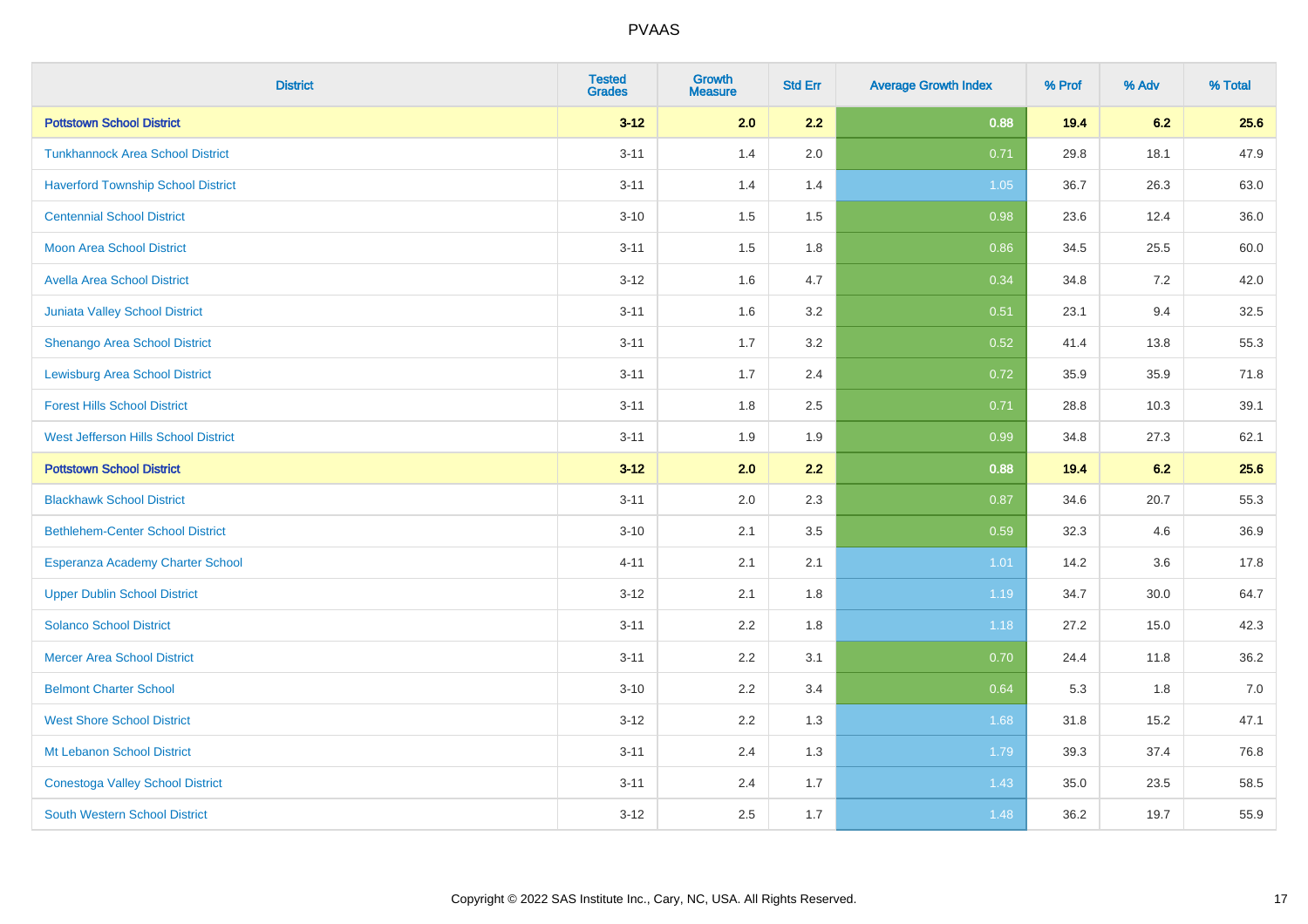| District | Tested Grades | Growth Measure | Std Err | Average Growth Index | % Prof | % Adv | % Total |
|---|---|---|---|---|---|---|---|
| **Pottstown School District** | **3-12** | **2.0** | **2.2** | **0.88** | **19.4** | **6.2** | **25.6** |
| Tunkhannock Area School District | 3-11 | 1.4 | 2.0 | 0.71 | 29.8 | 18.1 | 47.9 |
| Haverford Township School District | 3-11 | 1.4 | 1.4 | 1.05 | 36.7 | 26.3 | 63.0 |
| Centennial School District | 3-10 | 1.5 | 1.5 | 0.98 | 23.6 | 12.4 | 36.0 |
| Moon Area School District | 3-11 | 1.5 | 1.8 | 0.86 | 34.5 | 25.5 | 60.0 |
| Avella Area School District | 3-12 | 1.6 | 4.7 | 0.34 | 34.8 | 7.2 | 42.0 |
| Juniata Valley School District | 3-11 | 1.6 | 3.2 | 0.51 | 23.1 | 9.4 | 32.5 |
| Shenango Area School District | 3-11 | 1.7 | 3.2 | 0.52 | 41.4 | 13.8 | 55.3 |
| Lewisburg Area School District | 3-11 | 1.7 | 2.4 | 0.72 | 35.9 | 35.9 | 71.8 |
| Forest Hills School District | 3-11 | 1.8 | 2.5 | 0.71 | 28.8 | 10.3 | 39.1 |
| West Jefferson Hills School District | 3-11 | 1.9 | 1.9 | 0.99 | 34.8 | 27.3 | 62.1 |
| **Pottstown School District** | **3-12** | **2.0** | **2.2** | **0.88** | **19.4** | **6.2** | **25.6** |
| Blackhawk School District | 3-11 | 2.0 | 2.3 | 0.87 | 34.6 | 20.7 | 55.3 |
| Bethlehem-Center School District | 3-10 | 2.1 | 3.5 | 0.59 | 32.3 | 4.6 | 36.9 |
| Esperanza Academy Charter School | 4-11 | 2.1 | 2.1 | 1.01 | 14.2 | 3.6 | 17.8 |
| Upper Dublin School District | 3-12 | 2.1 | 1.8 | 1.19 | 34.7 | 30.0 | 64.7 |
| Solanco School District | 3-11 | 2.2 | 1.8 | 1.18 | 27.2 | 15.0 | 42.3 |
| Mercer Area School District | 3-11 | 2.2 | 3.1 | 0.70 | 24.4 | 11.8 | 36.2 |
| Belmont Charter School | 3-10 | 2.2 | 3.4 | 0.64 | 5.3 | 1.8 | 7.0 |
| West Shore School District | 3-12 | 2.2 | 1.3 | 1.68 | 31.8 | 15.2 | 47.1 |
| Mt Lebanon School District | 3-11 | 2.4 | 1.3 | 1.79 | 39.3 | 37.4 | 76.8 |
| Conestoga Valley School District | 3-11 | 2.4 | 1.7 | 1.43 | 35.0 | 23.5 | 58.5 |
| South Western School District | 3-12 | 2.5 | 1.7 | 1.48 | 36.2 | 19.7 | 55.9 |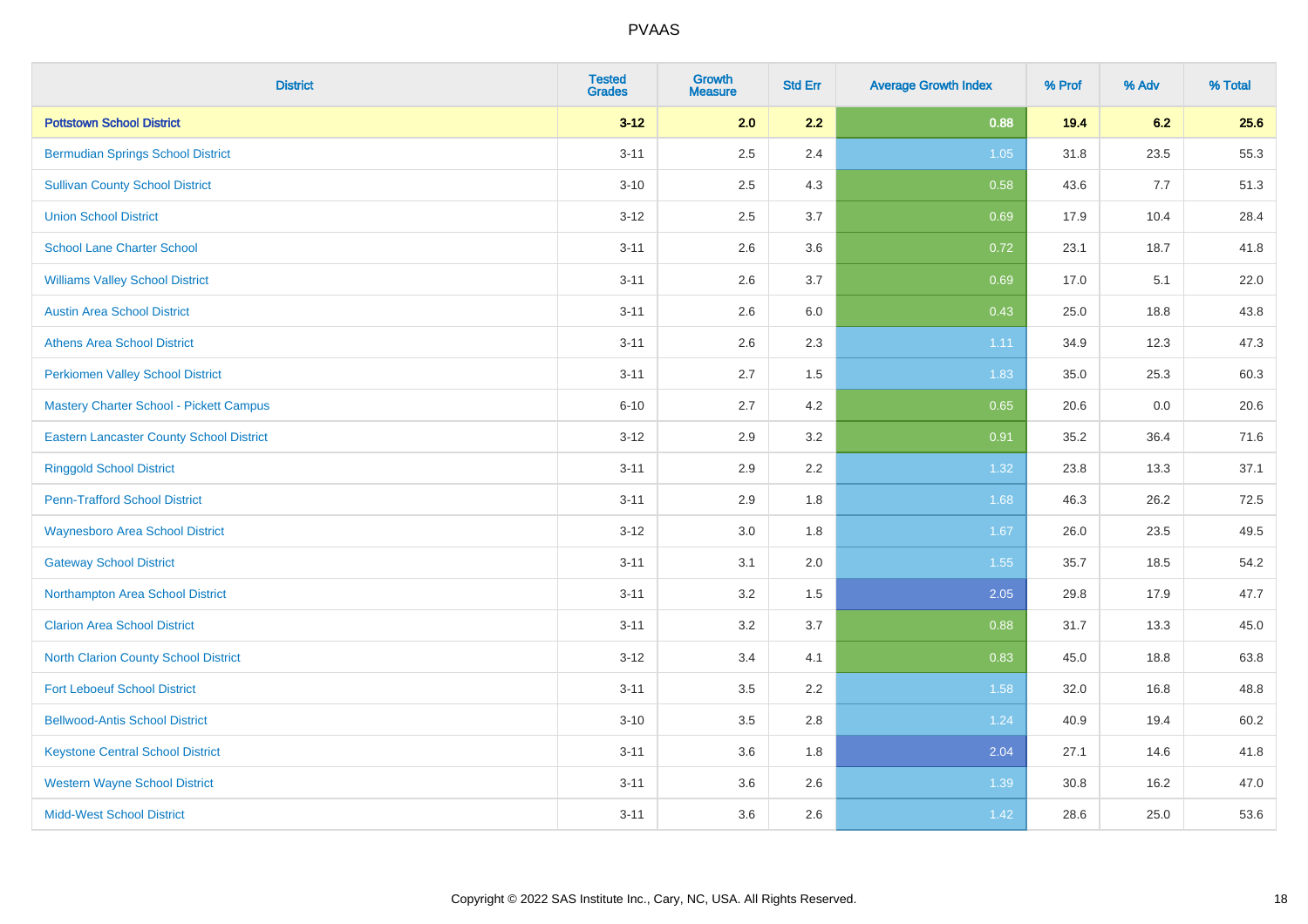PVAAS

| District | Tested Grades | Growth Measure | Std Err | Average Growth Index | % Prof | % Adv | % Total |
|---|---|---|---|---|---|---|---|
| **Pottstown School District** | **3-12** | **2.0** | **2.2** | **0.88** | **19.4** | **6.2** | **25.6** |
| Bermudian Springs School District | 3-11 | 2.5 | 2.4 | 1.05 | 31.8 | 23.5 | 55.3 |
| Sullivan County School District | 3-10 | 2.5 | 4.3 | 0.58 | 43.6 | 7.7 | 51.3 |
| Union School District | 3-12 | 2.5 | 3.7 | 0.69 | 17.9 | 10.4 | 28.4 |
| School Lane Charter School | 3-11 | 2.6 | 3.6 | 0.72 | 23.1 | 18.7 | 41.8 |
| Williams Valley School District | 3-11 | 2.6 | 3.7 | 0.69 | 17.0 | 5.1 | 22.0 |
| Austin Area School District | 3-11 | 2.6 | 6.0 | 0.43 | 25.0 | 18.8 | 43.8 |
| Athens Area School District | 3-11 | 2.6 | 2.3 | 1.11 | 34.9 | 12.3 | 47.3 |
| Perkiomen Valley School District | 3-11 | 2.7 | 1.5 | 1.83 | 35.0 | 25.3 | 60.3 |
| Mastery Charter School - Pickett Campus | 6-10 | 2.7 | 4.2 | 0.65 | 20.6 | 0.0 | 20.6 |
| Eastern Lancaster County School District | 3-12 | 2.9 | 3.2 | 0.91 | 35.2 | 36.4 | 71.6 |
| Ringgold School District | 3-11 | 2.9 | 2.2 | 1.32 | 23.8 | 13.3 | 37.1 |
| Penn-Trafford School District | 3-11 | 2.9 | 1.8 | 1.68 | 46.3 | 26.2 | 72.5 |
| Waynesboro Area School District | 3-12 | 3.0 | 1.8 | 1.67 | 26.0 | 23.5 | 49.5 |
| Gateway School District | 3-11 | 3.1 | 2.0 | 1.55 | 35.7 | 18.5 | 54.2 |
| Northampton Area School District | 3-11 | 3.2 | 1.5 | 2.05 | 29.8 | 17.9 | 47.7 |
| Clarion Area School District | 3-11 | 3.2 | 3.7 | 0.88 | 31.7 | 13.3 | 45.0 |
| North Clarion County School District | 3-12 | 3.4 | 4.1 | 0.83 | 45.0 | 18.8 | 63.8 |
| Fort Leboeuf School District | 3-11 | 3.5 | 2.2 | 1.58 | 32.0 | 16.8 | 48.8 |
| Bellwood-Antis School District | 3-10 | 3.5 | 2.8 | 1.24 | 40.9 | 19.4 | 60.2 |
| Keystone Central School District | 3-11 | 3.6 | 1.8 | 2.04 | 27.1 | 14.6 | 41.8 |
| Western Wayne School District | 3-11 | 3.6 | 2.6 | 1.39 | 30.8 | 16.2 | 47.0 |
| Midd-West School District | 3-11 | 3.6 | 2.6 | 1.42 | 28.6 | 25.0 | 53.6 |

Copyright © 2022 SAS Institute Inc., Cary, NC, USA. All Rights Reserved.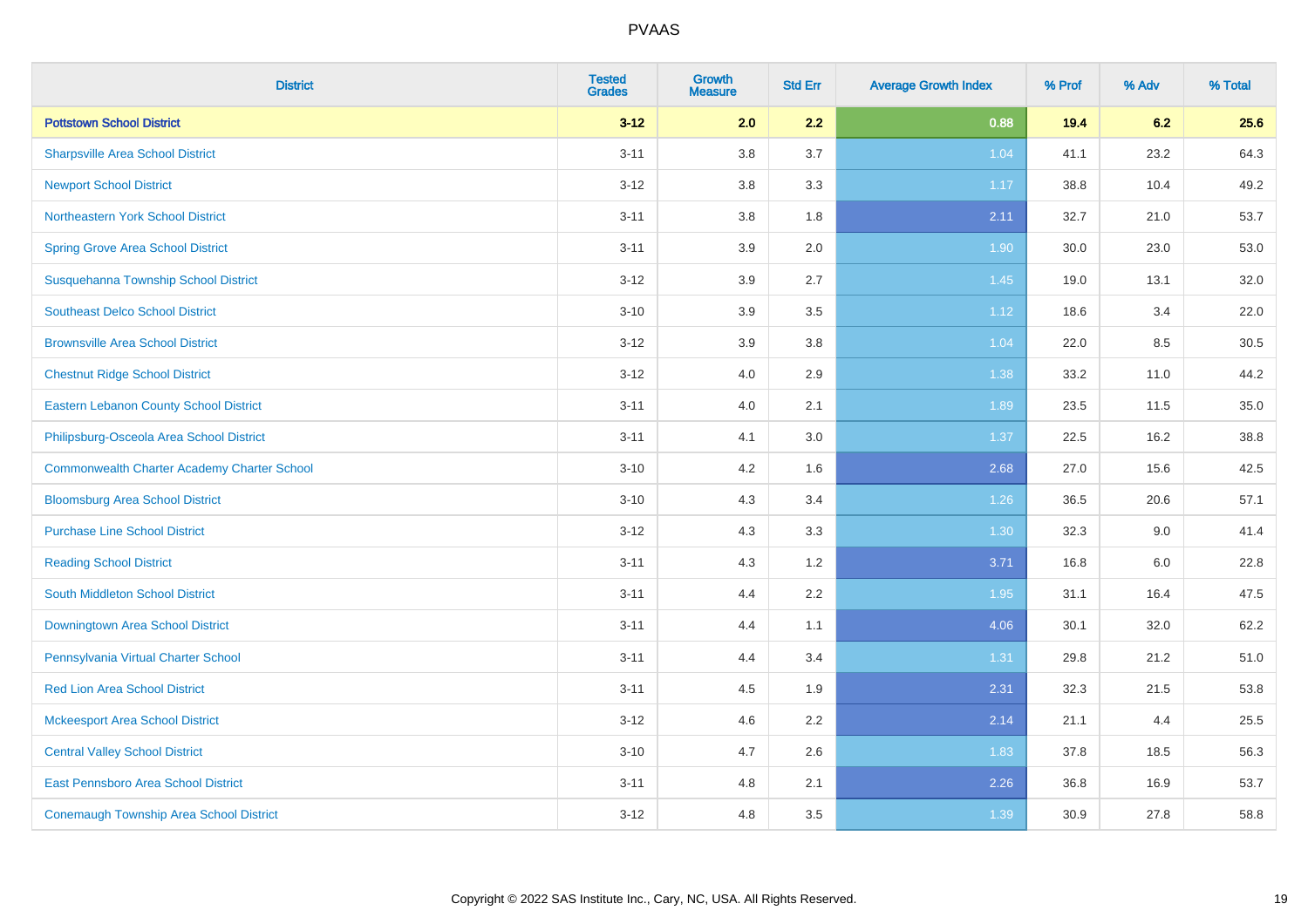# PVAAS

| District | Tested Grades | Growth Measure | Std Err | Average Growth Index | % Prof | % Adv | % Total |
|---|---|---|---|---|---|---|---|
| **Pottstown School District** | **3-12** | **2.0** | **2.2** | **0.88** | **19.4** | **6.2** | **25.6** |
| Sharpsville Area School District | 3-11 | 3.8 | 3.7 | 1.04 | 41.1 | 23.2 | 64.3 |
| Newport School District | 3-12 | 3.8 | 3.3 | 1.17 | 38.8 | 10.4 | 49.2 |
| Northeastern York School District | 3-11 | 3.8 | 1.8 | 2.11 | 32.7 | 21.0 | 53.7 |
| Spring Grove Area School District | 3-11 | 3.9 | 2.0 | 1.90 | 30.0 | 23.0 | 53.0 |
| Susquehanna Township School District | 3-12 | 3.9 | 2.7 | 1.45 | 19.0 | 13.1 | 32.0 |
| Southeast Delco School District | 3-10 | 3.9 | 3.5 | 1.12 | 18.6 | 3.4 | 22.0 |
| Brownsville Area School District | 3-12 | 3.9 | 3.8 | 1.04 | 22.0 | 8.5 | 30.5 |
| Chestnut Ridge School District | 3-12 | 4.0 | 2.9 | 1.38 | 33.2 | 11.0 | 44.2 |
| Eastern Lebanon County School District | 3-11 | 4.0 | 2.1 | 1.89 | 23.5 | 11.5 | 35.0 |
| Philipsburg-Osceola Area School District | 3-11 | 4.1 | 3.0 | 1.37 | 22.5 | 16.2 | 38.8 |
| Commonwealth Charter Academy Charter School | 3-10 | 4.2 | 1.6 | 2.68 | 27.0 | 15.6 | 42.5 |
| Bloomsburg Area School District | 3-10 | 4.3 | 3.4 | 1.26 | 36.5 | 20.6 | 57.1 |
| Purchase Line School District | 3-12 | 4.3 | 3.3 | 1.30 | 32.3 | 9.0 | 41.4 |
| Reading School District | 3-11 | 4.3 | 1.2 | 3.71 | 16.8 | 6.0 | 22.8 |
| South Middleton School District | 3-11 | 4.4 | 2.2 | 1.95 | 31.1 | 16.4 | 47.5 |
| Downingtown Area School District | 3-11 | 4.4 | 1.1 | 4.06 | 30.1 | 32.0 | 62.2 |
| Pennsylvania Virtual Charter School | 3-11 | 4.4 | 3.4 | 1.31 | 29.8 | 21.2 | 51.0 |
| Red Lion Area School District | 3-11 | 4.5 | 1.9 | 2.31 | 32.3 | 21.5 | 53.8 |
| Mckeesport Area School District | 3-12 | 4.6 | 2.2 | 2.14 | 21.1 | 4.4 | 25.5 |
| Central Valley School District | 3-10 | 4.7 | 2.6 | 1.83 | 37.8 | 18.5 | 56.3 |
| East Pennsboro Area School District | 3-11 | 4.8 | 2.1 | 2.26 | 36.8 | 16.9 | 53.7 |
| Conemaugh Township Area School District | 3-12 | 4.8 | 3.5 | 1.39 | 30.9 | 27.8 | 58.8 |

Copyright © 2022 SAS Institute Inc., Cary, NC, USA. All Rights Reserved.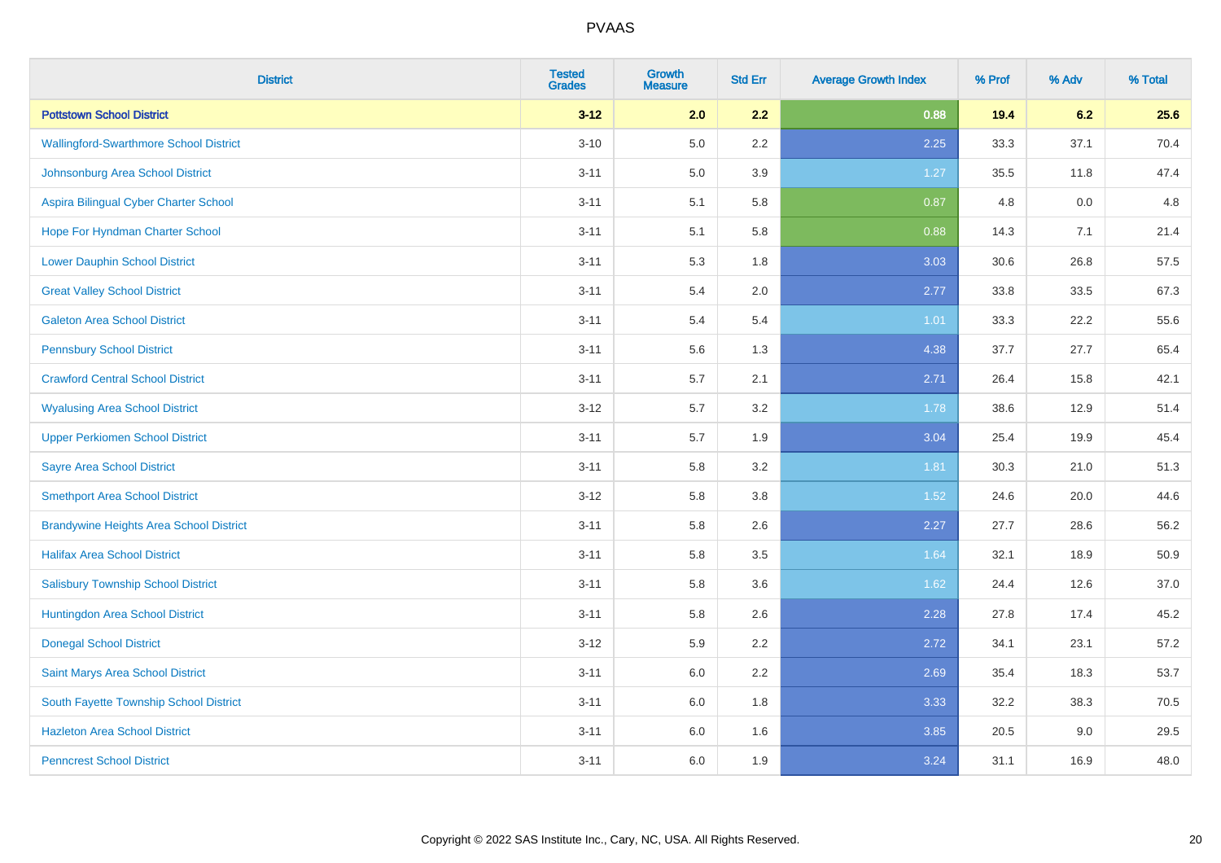# PVAAS

| District | Tested Grades | Growth Measure | Std Err | Average Growth Index | % Prof | % Adv | % Total |
|---|---|---|---|---|---|---|---|
| **Pottstown School District** | **3-12** | **2.0** | **2.2** | **0.88** | **19.4** | **6.2** | **25.6** |
| Wallingford-Swarthmore School District | 3-10 | 5.0 | 2.2 | 2.25 | 33.3 | 37.1 | 70.4 |
| Johnsonburg Area School District | 3-11 | 5.0 | 3.9 | 1.27 | 35.5 | 11.8 | 47.4 |
| Aspira Bilingual Cyber Charter School | 3-11 | 5.1 | 5.8 | 0.87 | 4.8 | 0.0 | 4.8 |
| Hope For Hyndman Charter School | 3-11 | 5.1 | 5.8 | 0.88 | 14.3 | 7.1 | 21.4 |
| Lower Dauphin School District | 3-11 | 5.3 | 1.8 | 3.03 | 30.6 | 26.8 | 57.5 |
| Great Valley School District | 3-11 | 5.4 | 2.0 | 2.77 | 33.8 | 33.5 | 67.3 |
| Galeton Area School District | 3-11 | 5.4 | 5.4 | 1.01 | 33.3 | 22.2 | 55.6 |
| Pennsbury School District | 3-11 | 5.6 | 1.3 | 4.38 | 37.7 | 27.7 | 65.4 |
| Crawford Central School District | 3-11 | 5.7 | 2.1 | 2.71 | 26.4 | 15.8 | 42.1 |
| Wyalusing Area School District | 3-12 | 5.7 | 3.2 | 1.78 | 38.6 | 12.9 | 51.4 |
| Upper Perkiomen School District | 3-11 | 5.7 | 1.9 | 3.04 | 25.4 | 19.9 | 45.4 |
| Sayre Area School District | 3-11 | 5.8 | 3.2 | 1.81 | 30.3 | 21.0 | 51.3 |
| Smethport Area School District | 3-12 | 5.8 | 3.8 | 1.52 | 24.6 | 20.0 | 44.6 |
| Brandywine Heights Area School District | 3-11 | 5.8 | 2.6 | 2.27 | 27.7 | 28.6 | 56.2 |
| Halifax Area School District | 3-11 | 5.8 | 3.5 | 1.64 | 32.1 | 18.9 | 50.9 |
| Salisbury Township School District | 3-11 | 5.8 | 3.6 | 1.62 | 24.4 | 12.6 | 37.0 |
| Huntingdon Area School District | 3-11 | 5.8 | 2.6 | 2.28 | 27.8 | 17.4 | 45.2 |
| Donegal School District | 3-12 | 5.9 | 2.2 | 2.72 | 34.1 | 23.1 | 57.2 |
| Saint Marys Area School District | 3-11 | 6.0 | 2.2 | 2.69 | 35.4 | 18.3 | 53.7 |
| South Fayette Township School District | 3-11 | 6.0 | 1.8 | 3.33 | 32.2 | 38.3 | 70.5 |
| Hazleton Area School District | 3-11 | 6.0 | 1.6 | 3.85 | 20.5 | 9.0 | 29.5 |
| Penncrest School District | 3-11 | 6.0 | 1.9 | 3.24 | 31.1 | 16.9 | 48.0 |

Copyright © 2022 SAS Institute Inc., Cary, NC, USA. All Rights Reserved.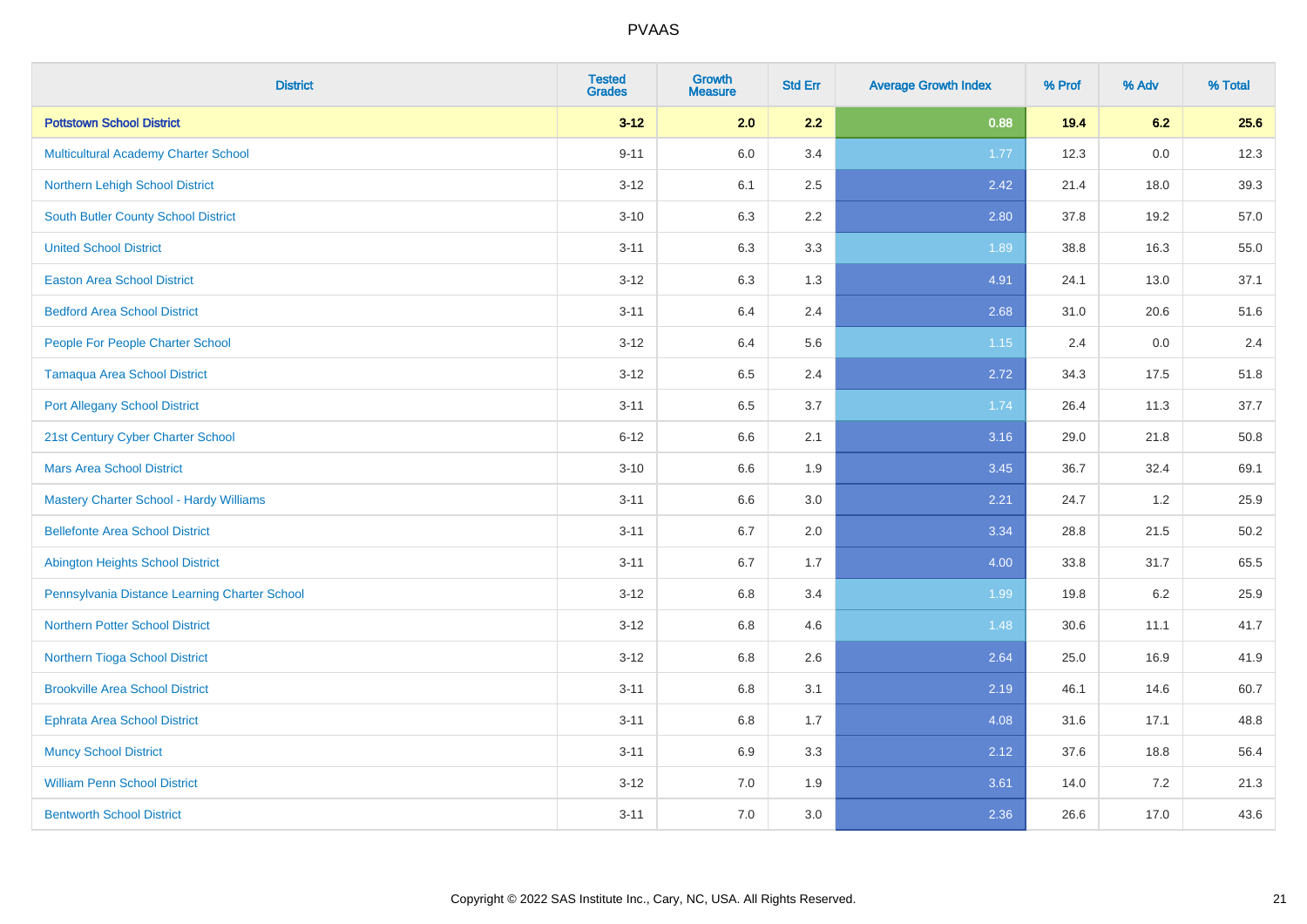| District | Tested Grades | Growth Measure | Std Err | Average Growth Index | % Prof | % Adv | % Total |
|---|---|---|---|---|---|---|---|
| **Pottstown School District** | **3-12** | **2.0** | **2.2** | **0.88** | **19.4** | **6.2** | **25.6** |
| Multicultural Academy Charter School | 9-11 | 6.0 | 3.4 | 1.77 | 12.3 | 0.0 | 12.3 |
| Northern Lehigh School District | 3-12 | 6.1 | 2.5 | 2.42 | 21.4 | 18.0 | 39.3 |
| South Butler County School District | 3-10 | 6.3 | 2.2 | 2.80 | 37.8 | 19.2 | 57.0 |
| United School District | 3-11 | 6.3 | 3.3 | 1.89 | 38.8 | 16.3 | 55.0 |
| Easton Area School District | 3-12 | 6.3 | 1.3 | 4.91 | 24.1 | 13.0 | 37.1 |
| Bedford Area School District | 3-11 | 6.4 | 2.4 | 2.68 | 31.0 | 20.6 | 51.6 |
| People For People Charter School | 3-12 | 6.4 | 5.6 | 1.15 | 2.4 | 0.0 | 2.4 |
| Tamaqua Area School District | 3-12 | 6.5 | 2.4 | 2.72 | 34.3 | 17.5 | 51.8 |
| Port Allegany School District | 3-11 | 6.5 | 3.7 | 1.74 | 26.4 | 11.3 | 37.7 |
| 21st Century Cyber Charter School | 6-12 | 6.6 | 2.1 | 3.16 | 29.0 | 21.8 | 50.8 |
| Mars Area School District | 3-10 | 6.6 | 1.9 | 3.45 | 36.7 | 32.4 | 69.1 |
| Mastery Charter School - Hardy Williams | 3-11 | 6.6 | 3.0 | 2.21 | 24.7 | 1.2 | 25.9 |
| Bellefonte Area School District | 3-11 | 6.7 | 2.0 | 3.34 | 28.8 | 21.5 | 50.2 |
| Abington Heights School District | 3-11 | 6.7 | 1.7 | 4.00 | 33.8 | 31.7 | 65.5 |
| Pennsylvania Distance Learning Charter School | 3-12 | 6.8 | 3.4 | 1.99 | 19.8 | 6.2 | 25.9 |
| Northern Potter School District | 3-12 | 6.8 | 4.6 | 1.48 | 30.6 | 11.1 | 41.7 |
| Northern Tioga School District | 3-12 | 6.8 | 2.6 | 2.64 | 25.0 | 16.9 | 41.9 |
| Brookville Area School District | 3-11 | 6.8 | 3.1 | 2.19 | 46.1 | 14.6 | 60.7 |
| Ephrata Area School District | 3-11 | 6.8 | 1.7 | 4.08 | 31.6 | 17.1 | 48.8 |
| Muncy School District | 3-11 | 6.9 | 3.3 | 2.12 | 37.6 | 18.8 | 56.4 |
| William Penn School District | 3-12 | 7.0 | 1.9 | 3.61 | 14.0 | 7.2 | 21.3 |
| Bentworth School District | 3-11 | 7.0 | 3.0 | 2.36 | 26.6 | 17.0 | 43.6 |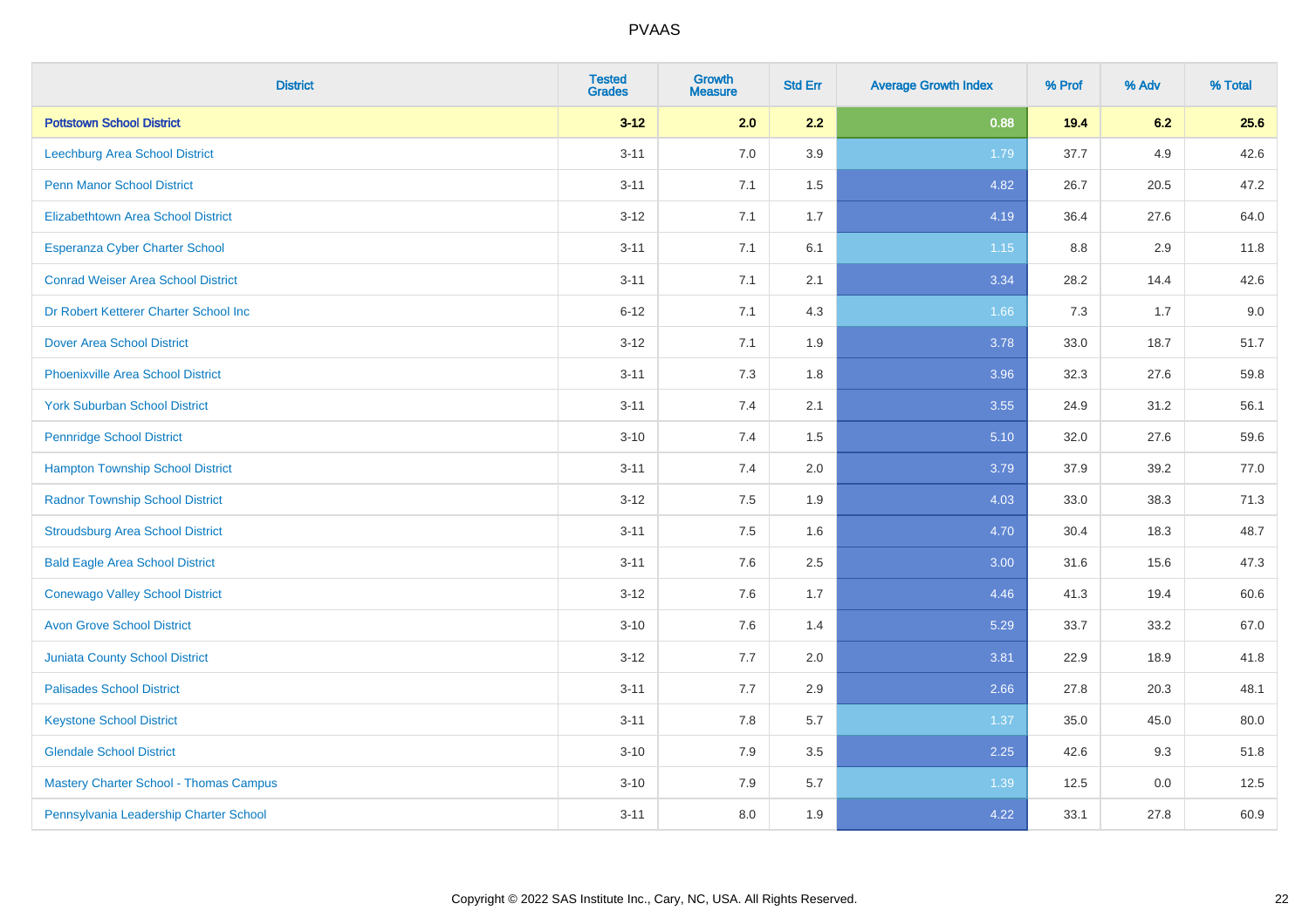PVAAS

| District | Tested Grades | Growth Measure | Std Err | Average Growth Index | % Prof | % Adv | % Total |
|---|---|---|---|---|---|---|---|
| **Pottstown School District** | **3-12** | **2.0** | **2.2** | **0.88** | **19.4** | **6.2** | **25.6** |
| Leechburg Area School District | 3-11 | 7.0 | 3.9 | 1.79 | 37.7 | 4.9 | 42.6 |
| Penn Manor School District | 3-11 | 7.1 | 1.5 | 4.82 | 26.7 | 20.5 | 47.2 |
| Elizabethtown Area School District | 3-12 | 7.1 | 1.7 | 4.19 | 36.4 | 27.6 | 64.0 |
| Esperanza Cyber Charter School | 3-11 | 7.1 | 6.1 | 1.15 | 8.8 | 2.9 | 11.8 |
| Conrad Weiser Area School District | 3-11 | 7.1 | 2.1 | 3.34 | 28.2 | 14.4 | 42.6 |
| Dr Robert Ketterer Charter School Inc | 6-12 | 7.1 | 4.3 | 1.66 | 7.3 | 1.7 | 9.0 |
| Dover Area School District | 3-12 | 7.1 | 1.9 | 3.78 | 33.0 | 18.7 | 51.7 |
| Phoenixville Area School District | 3-11 | 7.3 | 1.8 | 3.96 | 32.3 | 27.6 | 59.8 |
| York Suburban School District | 3-11 | 7.4 | 2.1 | 3.55 | 24.9 | 31.2 | 56.1 |
| Pennridge School District | 3-10 | 7.4 | 1.5 | 5.10 | 32.0 | 27.6 | 59.6 |
| Hampton Township School District | 3-11 | 7.4 | 2.0 | 3.79 | 37.9 | 39.2 | 77.0 |
| Radnor Township School District | 3-12 | 7.5 | 1.9 | 4.03 | 33.0 | 38.3 | 71.3 |
| Stroudsburg Area School District | 3-11 | 7.5 | 1.6 | 4.70 | 30.4 | 18.3 | 48.7 |
| Bald Eagle Area School District | 3-11 | 7.6 | 2.5 | 3.00 | 31.6 | 15.6 | 47.3 |
| Conewago Valley School District | 3-12 | 7.6 | 1.7 | 4.46 | 41.3 | 19.4 | 60.6 |
| Avon Grove School District | 3-10 | 7.6 | 1.4 | 5.29 | 33.7 | 33.2 | 67.0 |
| Juniata County School District | 3-12 | 7.7 | 2.0 | 3.81 | 22.9 | 18.9 | 41.8 |
| Palisades School District | 3-11 | 7.7 | 2.9 | 2.66 | 27.8 | 20.3 | 48.1 |
| Keystone School District | 3-11 | 7.8 | 5.7 | 1.37 | 35.0 | 45.0 | 80.0 |
| Glendale School District | 3-10 | 7.9 | 3.5 | 2.25 | 42.6 | 9.3 | 51.8 |
| Mastery Charter School - Thomas Campus | 3-10 | 7.9 | 5.7 | 1.39 | 12.5 | 0.0 | 12.5 |
| Pennsylvania Leadership Charter School | 3-11 | 8.0 | 1.9 | 4.22 | 33.1 | 27.8 | 60.9 |

Copyright © 2022 SAS Institute Inc., Cary, NC, USA. All Rights Reserved.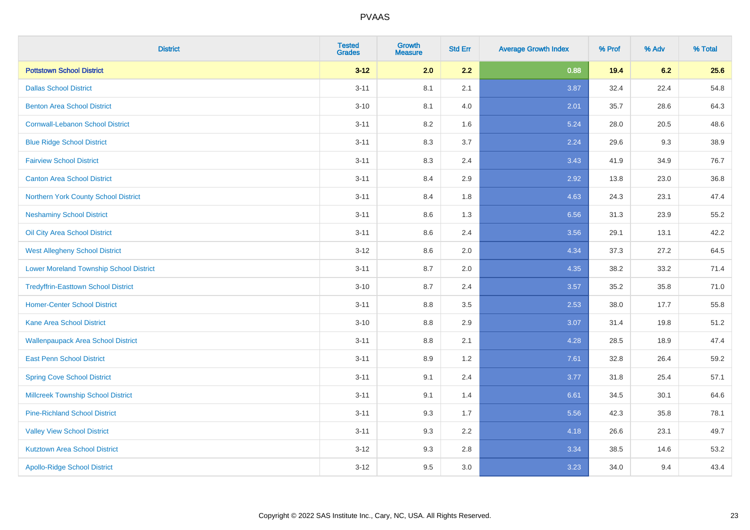PVAAS

| District | Tested Grades | Growth Measure | Std Err | Average Growth Index | % Prof | % Adv | % Total |
|---|---|---|---|---|---|---|---|
| **Pottstown School District** | **3-12** | **2.0** | **2.2** | **0.88** | **19.4** | **6.2** | **25.6** |
| Dallas School District | 3-11 | 8.1 | 2.1 | 3.87 | 32.4 | 22.4 | 54.8 |
| Benton Area School District | 3-10 | 8.1 | 4.0 | 2.01 | 35.7 | 28.6 | 64.3 |
| Cornwall-Lebanon School District | 3-11 | 8.2 | 1.6 | 5.24 | 28.0 | 20.5 | 48.6 |
| Blue Ridge School District | 3-11 | 8.3 | 3.7 | 2.24 | 29.6 | 9.3 | 38.9 |
| Fairview School District | 3-11 | 8.3 | 2.4 | 3.43 | 41.9 | 34.9 | 76.7 |
| Canton Area School District | 3-11 | 8.4 | 2.9 | 2.92 | 13.8 | 23.0 | 36.8 |
| Northern York County School District | 3-11 | 8.4 | 1.8 | 4.63 | 24.3 | 23.1 | 47.4 |
| Neshaminy School District | 3-11 | 8.6 | 1.3 | 6.56 | 31.3 | 23.9 | 55.2 |
| Oil City Area School District | 3-11 | 8.6 | 2.4 | 3.56 | 29.1 | 13.1 | 42.2 |
| West Allegheny School District | 3-12 | 8.6 | 2.0 | 4.34 | 37.3 | 27.2 | 64.5 |
| Lower Moreland Township School District | 3-11 | 8.7 | 2.0 | 4.35 | 38.2 | 33.2 | 71.4 |
| Tredyffrin-Easttown School District | 3-10 | 8.7 | 2.4 | 3.57 | 35.2 | 35.8 | 71.0 |
| Homer-Center School District | 3-11 | 8.8 | 3.5 | 2.53 | 38.0 | 17.7 | 55.8 |
| Kane Area School District | 3-10 | 8.8 | 2.9 | 3.07 | 31.4 | 19.8 | 51.2 |
| Wallenpaupack Area School District | 3-11 | 8.8 | 2.1 | 4.28 | 28.5 | 18.9 | 47.4 |
| East Penn School District | 3-11 | 8.9 | 1.2 | 7.61 | 32.8 | 26.4 | 59.2 |
| Spring Cove School District | 3-11 | 9.1 | 2.4 | 3.77 | 31.8 | 25.4 | 57.1 |
| Millcreek Township School District | 3-11 | 9.1 | 1.4 | 6.61 | 34.5 | 30.1 | 64.6 |
| Pine-Richland School District | 3-11 | 9.3 | 1.7 | 5.56 | 42.3 | 35.8 | 78.1 |
| Valley View School District | 3-11 | 9.3 | 2.2 | 4.18 | 26.6 | 23.1 | 49.7 |
| Kutztown Area School District | 3-12 | 9.3 | 2.8 | 3.34 | 38.5 | 14.6 | 53.2 |
| Apollo-Ridge School District | 3-12 | 9.5 | 3.0 | 3.23 | 34.0 | 9.4 | 43.4 |

Copyright © 2022 SAS Institute Inc., Cary, NC, USA. All Rights Reserved.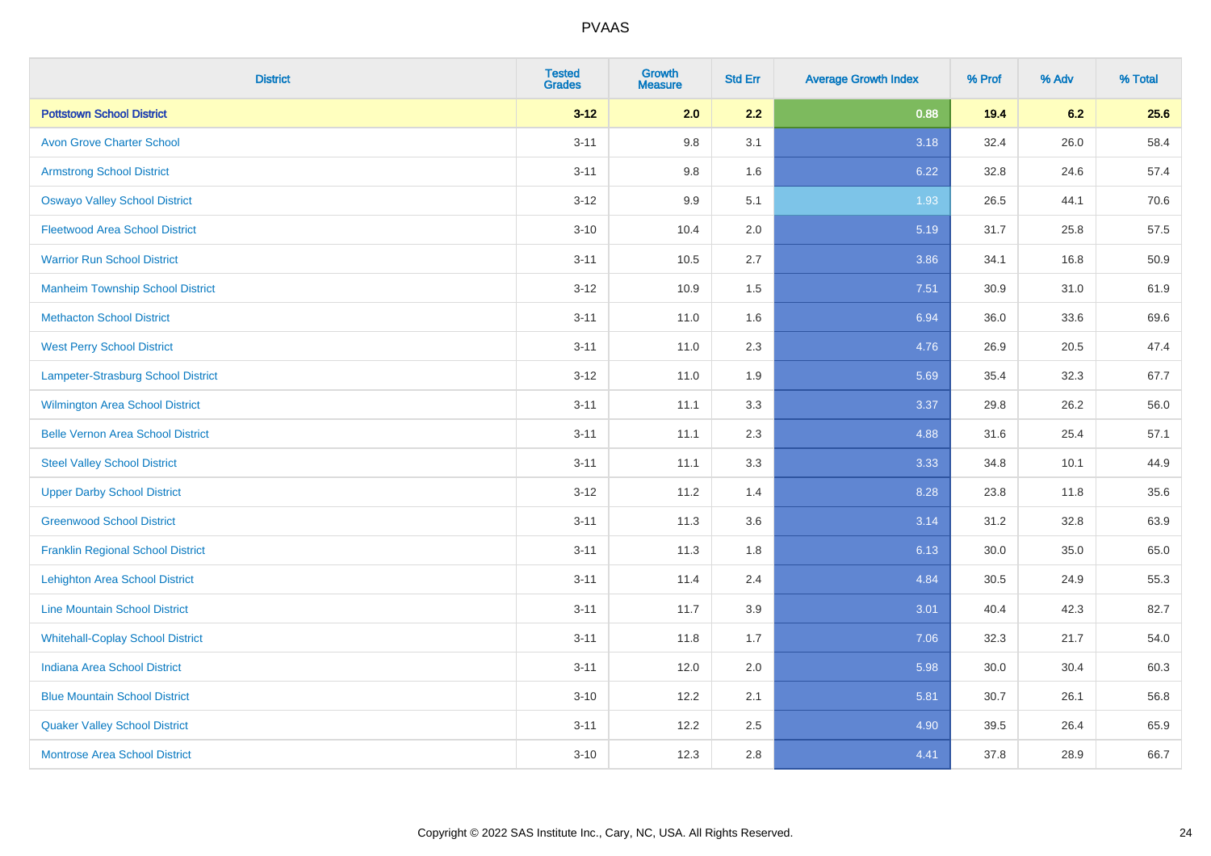| District | Tested Grades | Growth Measure | Std Err | Average Growth Index | % Prof | % Adv | % Total |
|---|---|---|---|---|---|---|---|
| **Pottstown School District** | **3-12** | **2.0** | **2.2** | **0.88** | **19.4** | **6.2** | **25.6** |
| Avon Grove Charter School | 3-11 | 9.8 | 3.1 | 3.18 | 32.4 | 26.0 | 58.4 |
| Armstrong School District | 3-11 | 9.8 | 1.6 | 6.22 | 32.8 | 24.6 | 57.4 |
| Oswayo Valley School District | 3-12 | 9.9 | 5.1 | 1.93 | 26.5 | 44.1 | 70.6 |
| Fleetwood Area School District | 3-10 | 10.4 | 2.0 | 5.19 | 31.7 | 25.8 | 57.5 |
| Warrior Run School District | 3-11 | 10.5 | 2.7 | 3.86 | 34.1 | 16.8 | 50.9 |
| Manheim Township School District | 3-12 | 10.9 | 1.5 | 7.51 | 30.9 | 31.0 | 61.9 |
| Methacton School District | 3-11 | 11.0 | 1.6 | 6.94 | 36.0 | 33.6 | 69.6 |
| West Perry School District | 3-11 | 11.0 | 2.3 | 4.76 | 26.9 | 20.5 | 47.4 |
| Lampeter-Strasburg School District | 3-12 | 11.0 | 1.9 | 5.69 | 35.4 | 32.3 | 67.7 |
| Wilmington Area School District | 3-11 | 11.1 | 3.3 | 3.37 | 29.8 | 26.2 | 56.0 |
| Belle Vernon Area School District | 3-11 | 11.1 | 2.3 | 4.88 | 31.6 | 25.4 | 57.1 |
| Steel Valley School District | 3-11 | 11.1 | 3.3 | 3.33 | 34.8 | 10.1 | 44.9 |
| Upper Darby School District | 3-12 | 11.2 | 1.4 | 8.28 | 23.8 | 11.8 | 35.6 |
| Greenwood School District | 3-11 | 11.3 | 3.6 | 3.14 | 31.2 | 32.8 | 63.9 |
| Franklin Regional School District | 3-11 | 11.3 | 1.8 | 6.13 | 30.0 | 35.0 | 65.0 |
| Lehighton Area School District | 3-11 | 11.4 | 2.4 | 4.84 | 30.5 | 24.9 | 55.3 |
| Line Mountain School District | 3-11 | 11.7 | 3.9 | 3.01 | 40.4 | 42.3 | 82.7 |
| Whitehall-Coplay School District | 3-11 | 11.8 | 1.7 | 7.06 | 32.3 | 21.7 | 54.0 |
| Indiana Area School District | 3-11 | 12.0 | 2.0 | 5.98 | 30.0 | 30.4 | 60.3 |
| Blue Mountain School District | 3-10 | 12.2 | 2.1 | 5.81 | 30.7 | 26.1 | 56.8 |
| Quaker Valley School District | 3-11 | 12.2 | 2.5 | 4.90 | 39.5 | 26.4 | 65.9 |
| Montrose Area School District | 3-10 | 12.3 | 2.8 | 4.41 | 37.8 | 28.9 | 66.7 |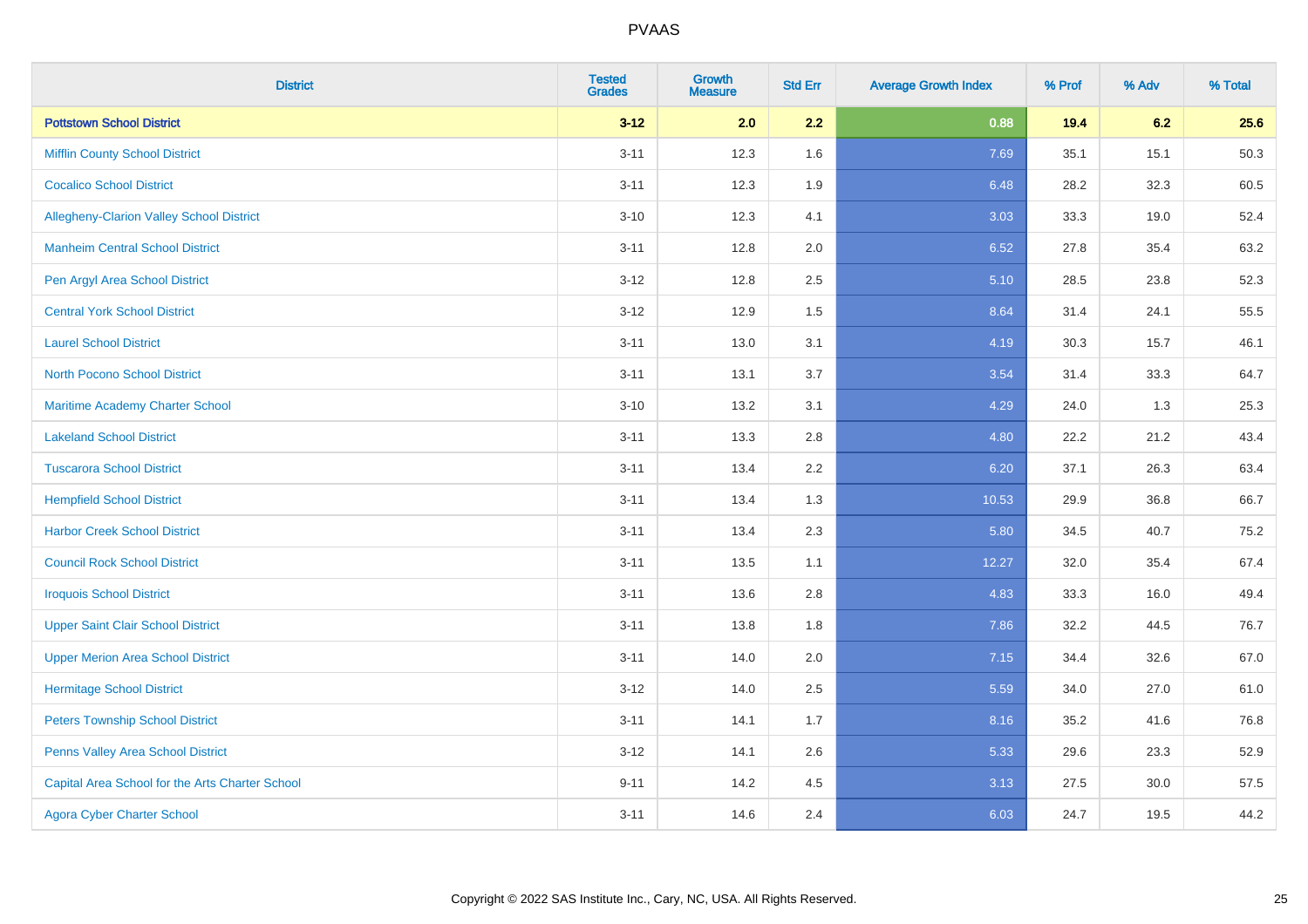# PVAAS

| District | Tested Grades | Growth Measure | Std Err | Average Growth Index | % Prof | % Adv | % Total |
|---|---|---|---|---|---|---|---|
| **Pottstown School District** | **3-12** | **2.0** | **2.2** | **0.88** | **19.4** | **6.2** | **25.6** |
| Mifflin County School District | 3-11 | 12.3 | 1.6 | 7.69 | 35.1 | 15.1 | 50.3 |
| Cocalico School District | 3-11 | 12.3 | 1.9 | 6.48 | 28.2 | 32.3 | 60.5 |
| Allegheny-Clarion Valley School District | 3-10 | 12.3 | 4.1 | 3.03 | 33.3 | 19.0 | 52.4 |
| Manheim Central School District | 3-11 | 12.8 | 2.0 | 6.52 | 27.8 | 35.4 | 63.2 |
| Pen Argyl Area School District | 3-12 | 12.8 | 2.5 | 5.10 | 28.5 | 23.8 | 52.3 |
| Central York School District | 3-12 | 12.9 | 1.5 | 8.64 | 31.4 | 24.1 | 55.5 |
| Laurel School District | 3-11 | 13.0 | 3.1 | 4.19 | 30.3 | 15.7 | 46.1 |
| North Pocono School District | 3-11 | 13.1 | 3.7 | 3.54 | 31.4 | 33.3 | 64.7 |
| Maritime Academy Charter School | 3-10 | 13.2 | 3.1 | 4.29 | 24.0 | 1.3 | 25.3 |
| Lakeland School District | 3-11 | 13.3 | 2.8 | 4.80 | 22.2 | 21.2 | 43.4 |
| Tuscarora School District | 3-11 | 13.4 | 2.2 | 6.20 | 37.1 | 26.3 | 63.4 |
| Hempfield School District | 3-11 | 13.4 | 1.3 | 10.53 | 29.9 | 36.8 | 66.7 |
| Harbor Creek School District | 3-11 | 13.4 | 2.3 | 5.80 | 34.5 | 40.7 | 75.2 |
| Council Rock School District | 3-11 | 13.5 | 1.1 | 12.27 | 32.0 | 35.4 | 67.4 |
| Iroquois School District | 3-11 | 13.6 | 2.8 | 4.83 | 33.3 | 16.0 | 49.4 |
| Upper Saint Clair School District | 3-11 | 13.8 | 1.8 | 7.86 | 32.2 | 44.5 | 76.7 |
| Upper Merion Area School District | 3-11 | 14.0 | 2.0 | 7.15 | 34.4 | 32.6 | 67.0 |
| Hermitage School District | 3-12 | 14.0 | 2.5 | 5.59 | 34.0 | 27.0 | 61.0 |
| Peters Township School District | 3-11 | 14.1 | 1.7 | 8.16 | 35.2 | 41.6 | 76.8 |
| Penns Valley Area School District | 3-12 | 14.1 | 2.6 | 5.33 | 29.6 | 23.3 | 52.9 |
| Capital Area School for the Arts Charter School | 9-11 | 14.2 | 4.5 | 3.13 | 27.5 | 30.0 | 57.5 |
| Agora Cyber Charter School | 3-11 | 14.6 | 2.4 | 6.03 | 24.7 | 19.5 | 44.2 |

Copyright © 2022 SAS Institute Inc., Cary, NC, USA. All Rights Reserved.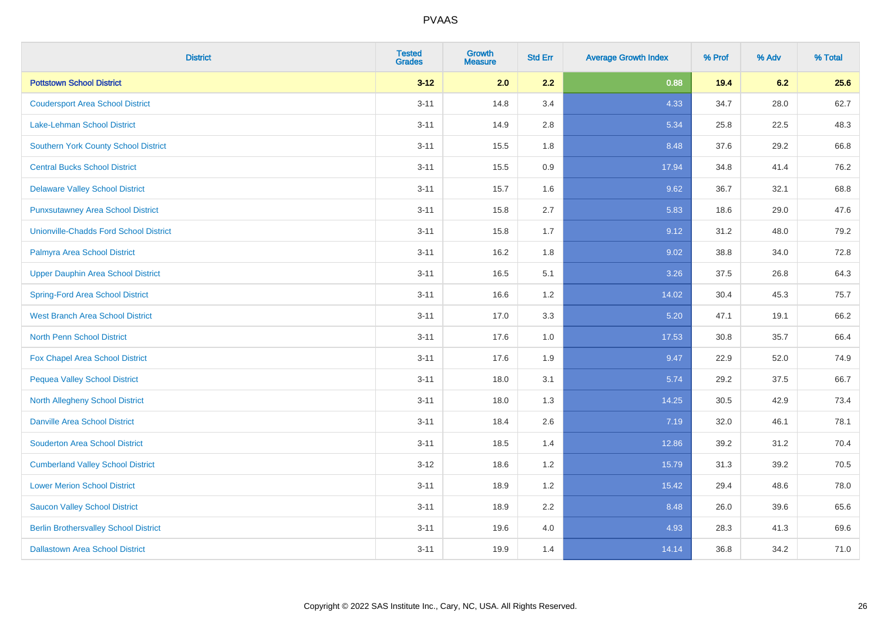PVAAS

| District | Tested Grades | Growth Measure | Std Err | Average Growth Index | % Prof | % Adv | % Total |
|---|---|---|---|---|---|---|---|
| **Pottstown School District** | **3-12** | **2.0** | **2.2** | **0.88** | **19.4** | **6.2** | **25.6** |
| Coudersport Area School District | 3-11 | 14.8 | 3.4 | 4.33 | 34.7 | 28.0 | 62.7 |
| Lake-Lehman School District | 3-11 | 14.9 | 2.8 | 5.34 | 25.8 | 22.5 | 48.3 |
| Southern York County School District | 3-11 | 15.5 | 1.8 | 8.48 | 37.6 | 29.2 | 66.8 |
| Central Bucks School District | 3-11 | 15.5 | 0.9 | 17.94 | 34.8 | 41.4 | 76.2 |
| Delaware Valley School District | 3-11 | 15.7 | 1.6 | 9.62 | 36.7 | 32.1 | 68.8 |
| Punxsutawney Area School District | 3-11 | 15.8 | 2.7 | 5.83 | 18.6 | 29.0 | 47.6 |
| Unionville-Chadds Ford School District | 3-11 | 15.8 | 1.7 | 9.12 | 31.2 | 48.0 | 79.2 |
| Palmyra Area School District | 3-11 | 16.2 | 1.8 | 9.02 | 38.8 | 34.0 | 72.8 |
| Upper Dauphin Area School District | 3-11 | 16.5 | 5.1 | 3.26 | 37.5 | 26.8 | 64.3 |
| Spring-Ford Area School District | 3-11 | 16.6 | 1.2 | 14.02 | 30.4 | 45.3 | 75.7 |
| West Branch Area School District | 3-11 | 17.0 | 3.3 | 5.20 | 47.1 | 19.1 | 66.2 |
| North Penn School District | 3-11 | 17.6 | 1.0 | 17.53 | 30.8 | 35.7 | 66.4 |
| Fox Chapel Area School District | 3-11 | 17.6 | 1.9 | 9.47 | 22.9 | 52.0 | 74.9 |
| Pequea Valley School District | 3-11 | 18.0 | 3.1 | 5.74 | 29.2 | 37.5 | 66.7 |
| North Allegheny School District | 3-11 | 18.0 | 1.3 | 14.25 | 30.5 | 42.9 | 73.4 |
| Danville Area School District | 3-11 | 18.4 | 2.6 | 7.19 | 32.0 | 46.1 | 78.1 |
| Souderton Area School District | 3-11 | 18.5 | 1.4 | 12.86 | 39.2 | 31.2 | 70.4 |
| Cumberland Valley School District | 3-12 | 18.6 | 1.2 | 15.79 | 31.3 | 39.2 | 70.5 |
| Lower Merion School District | 3-11 | 18.9 | 1.2 | 15.42 | 29.4 | 48.6 | 78.0 |
| Saucon Valley School District | 3-11 | 18.9 | 2.2 | 8.48 | 26.0 | 39.6 | 65.6 |
| Berlin Brothersvalley School District | 3-11 | 19.6 | 4.0 | 4.93 | 28.3 | 41.3 | 69.6 |
| Dallastown Area School District | 3-11 | 19.9 | 1.4 | 14.14 | 36.8 | 34.2 | 71.0 |

Copyright © 2022 SAS Institute Inc., Cary, NC, USA. All Rights Reserved.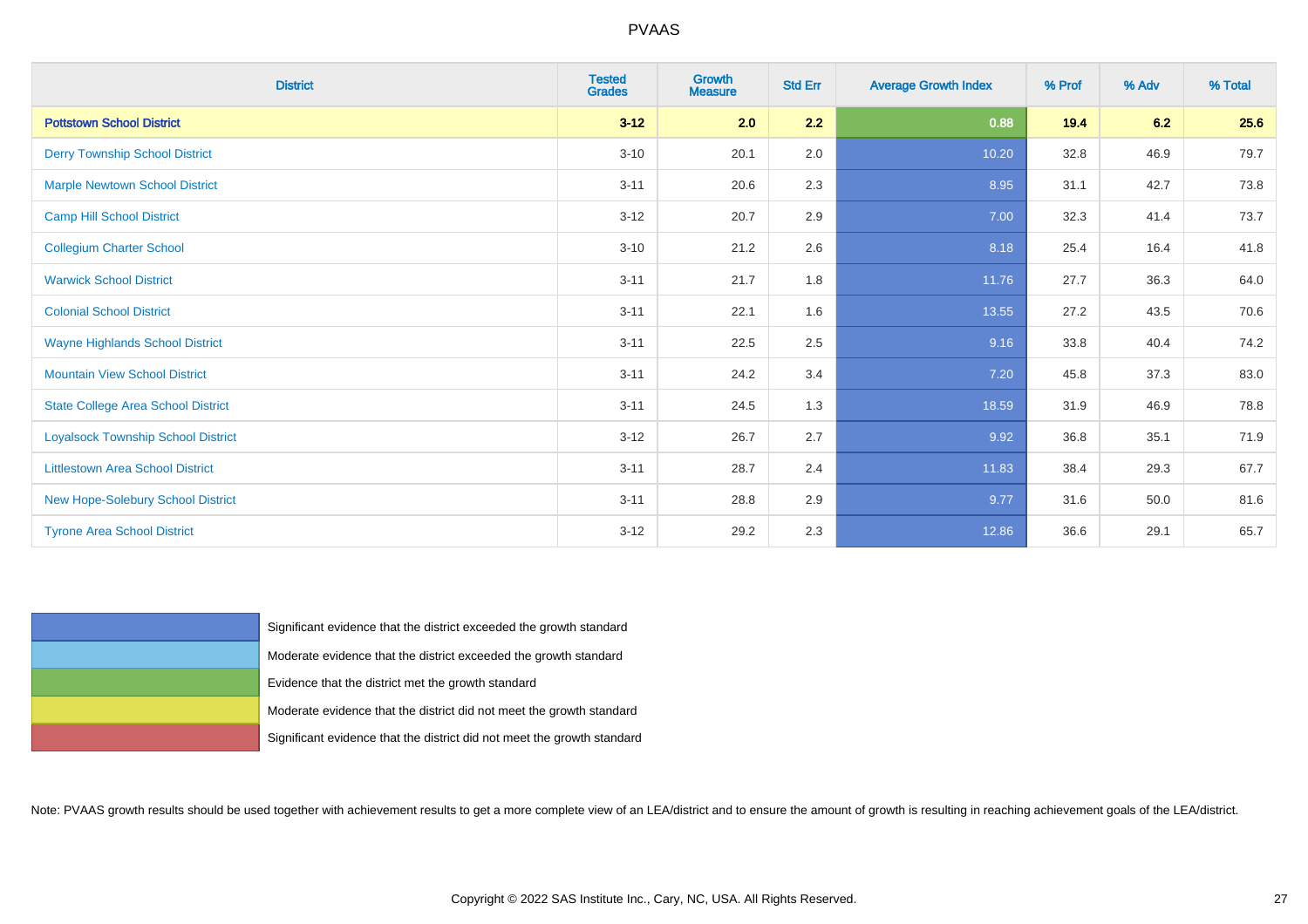PVAAS

| District | Tested Grades | Growth Measure | Std Err | Average Growth Index | % Prof | % Adv | % Total |
|---|---|---|---|---|---|---|---|
| **Pottstown School District** | **3-12** | **2.0** | **2.2** | **0.88** | **19.4** | **6.2** | **25.6** |
| Derry Township School District | 3-10 | 20.1 | 2.0 | 10.20 | 32.8 | 46.9 | 79.7 |
| Marple Newtown School District | 3-11 | 20.6 | 2.3 | 8.95 | 31.1 | 42.7 | 73.8 |
| Camp Hill School District | 3-12 | 20.7 | 2.9 | 7.00 | 32.3 | 41.4 | 73.7 |
| Collegium Charter School | 3-10 | 21.2 | 2.6 | 8.18 | 25.4 | 16.4 | 41.8 |
| Warwick School District | 3-11 | 21.7 | 1.8 | 11.76 | 27.7 | 36.3 | 64.0 |
| Colonial School District | 3-11 | 22.1 | 1.6 | 13.55 | 27.2 | 43.5 | 70.6 |
| Wayne Highlands School District | 3-11 | 22.5 | 2.5 | 9.16 | 33.8 | 40.4 | 74.2 |
| Mountain View School District | 3-11 | 24.2 | 3.4 | 7.20 | 45.8 | 37.3 | 83.0 |
| State College Area School District | 3-11 | 24.5 | 1.3 | 18.59 | 31.9 | 46.9 | 78.8 |
| Loyalsock Township School District | 3-12 | 26.7 | 2.7 | 9.92 | 36.8 | 35.1 | 71.9 |
| Littlestown Area School District | 3-11 | 28.7 | 2.4 | 11.83 | 38.4 | 29.3 | 67.7 |
| New Hope-Solebury School District | 3-11 | 28.8 | 2.9 | 9.77 | 31.6 | 50.0 | 81.6 |
| Tyrone Area School District | 3-12 | 29.2 | 2.3 | 12.86 | 36.6 | 29.1 | 65.7 |

Significant evidence that the district exceeded the growth standard

Moderate evidence that the district exceeded the growth standard

Evidence that the district met the growth standard

Moderate evidence that the district did not meet the growth standard

Significant evidence that the district did not meet the growth standard

Note: PVAAS growth results should be used together with achievement results to get a more complete view of an LEA/district and to ensure the amount of growth is resulting in reaching achievement goals of the LEA/district.

Copyright © 2022 SAS Institute Inc., Cary, NC, USA. All Rights Reserved.